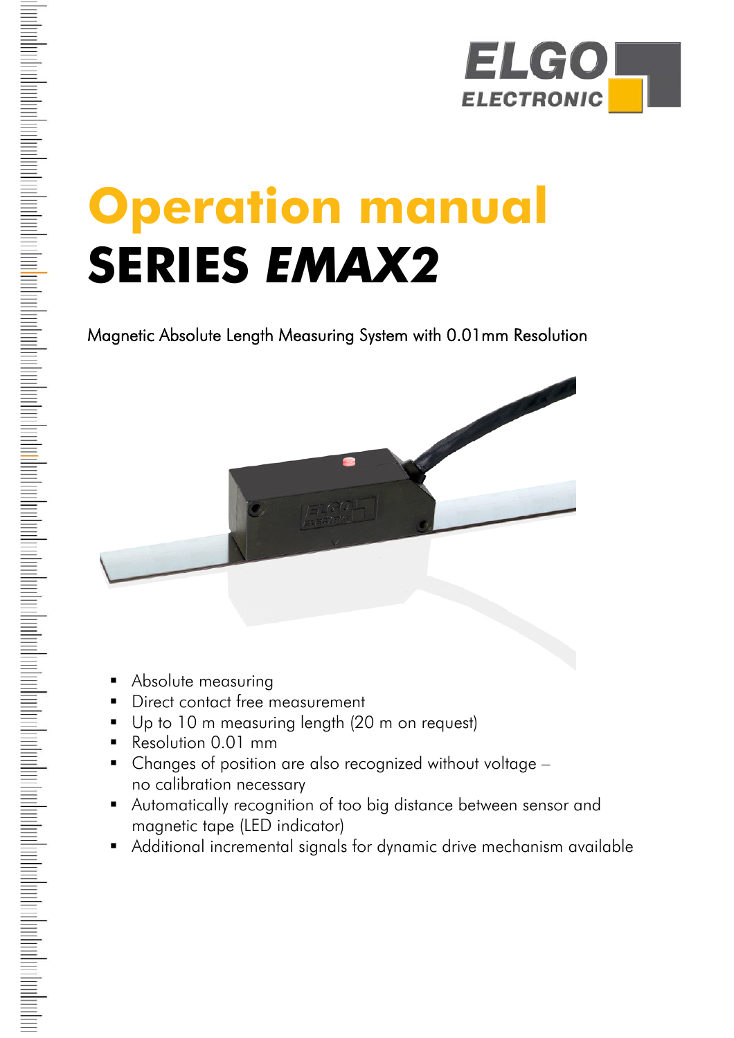ELGO ELECTRONIC

# Operation manual

# SERIES *EMAX2*

Magnetic Absolute Length Measuring System with 0.01mm Resolution

- Absolute measuring
- Direct contact free measurement
- Up to 10 m measuring length (20 m on request)
- Resolution 0.01 mm
- Changes of position are also recognized without voltage – no calibration necessary
- Automatically recognition of too big distance between sensor and magnetic tape (LED indicator)
- Additional incremental signals for dynamic drive mechanism available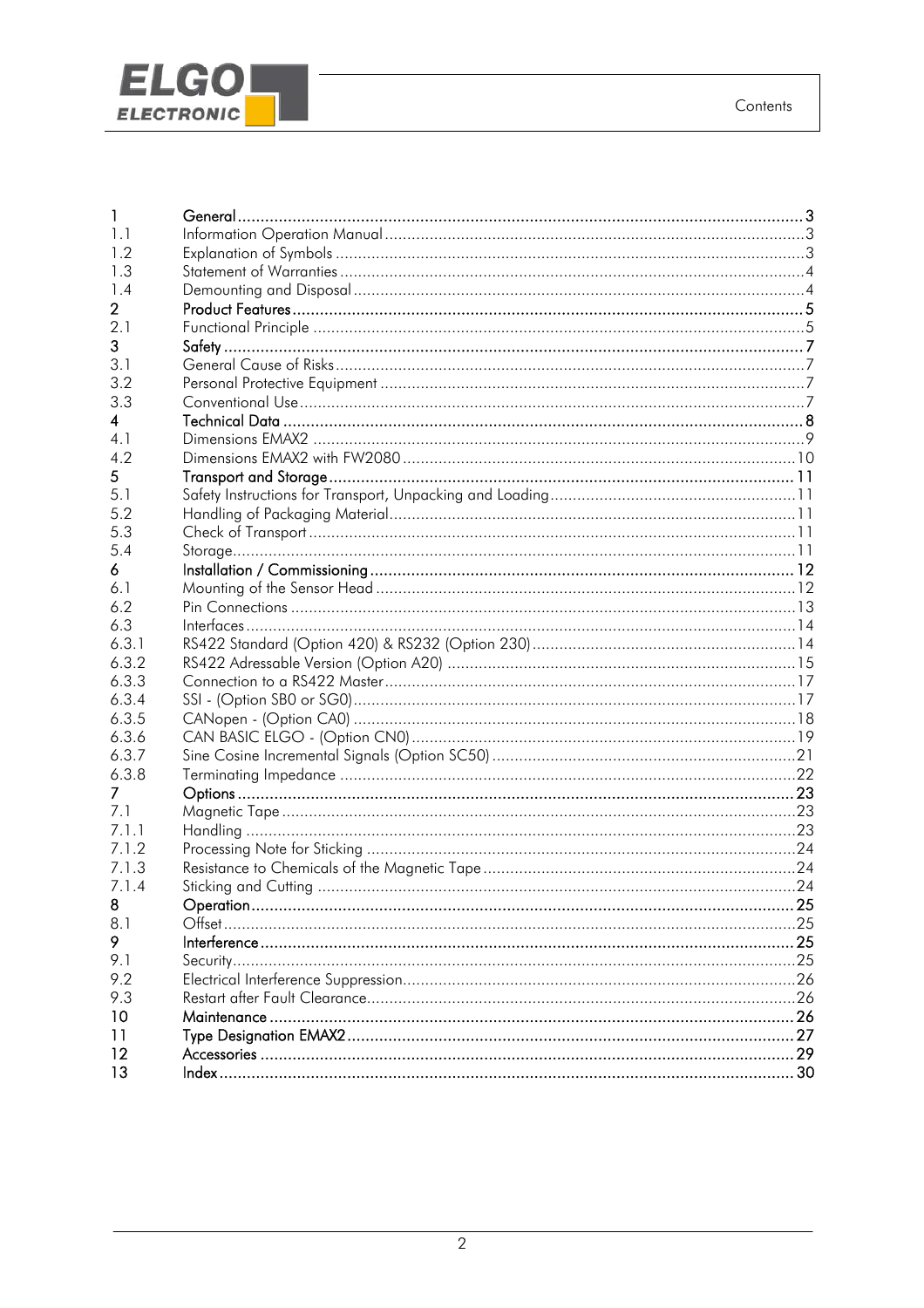# Contents

| | | |
|---|---|---|
| **1** | **General** | **3** |
| 1.1 | Information Operation Manual | 3 |
| 1.2 | Explanation of Symbols | 3 |
| 1.3 | Statement of Warranties | 4 |
| 1.4 | Demounting and Disposal | 4 |
| **2** | **Product Features** | **5** |
| 2.1 | Functional Principle | 5 |
| **3** | **Safety** | **7** |
| 3.1 | General Cause of Risks | 7 |
| 3.2 | Personal Protective Equipment | 7 |
| 3.3 | Conventional Use | 7 |
| **4** | **Technical Data** | **8** |
| 4.1 | Dimensions EMAX2 | 9 |
| 4.2 | Dimensions EMAX2 with FW2080 | 10 |
| **5** | **Transport and Storage** | **11** |
| 5.1 | Safety Instructions for Transport, Unpacking and Loading | 11 |
| 5.2 | Handling of Packaging Material | 11 |
| 5.3 | Check of Transport | 11 |
| 5.4 | Storage | 11 |
| **6** | **Installation / Commissioning** | **12** |
| 6.1 | Mounting of the Sensor Head | 12 |
| 6.2 | Pin Connections | 13 |
| 6.3 | Interfaces | 14 |
| 6.3.1 | RS422 Standard (Option 420) & RS232 (Option 230) | 14 |
| 6.3.2 | RS422 Adressable Version (Option A20) | 15 |
| 6.3.3 | Connection to a RS422 Master | 17 |
| 6.3.4 | SSI - (Option SB0 or SG0) | 17 |
| 6.3.5 | CANopen - (Option CA0) | 18 |
| 6.3.6 | CAN BASIC ELGO - (Option CN0) | 19 |
| 6.3.7 | Sine Cosine Incremental Signals (Option SC50) | 21 |
| 6.3.8 | Terminating Impedance | 22 |
| **7** | **Options** | **23** |
| 7.1 | Magnetic Tape | 23 |
| 7.1.1 | Handling | 23 |
| 7.1.2 | Processing Note for Sticking | 24 |
| 7.1.3 | Resistance to Chemicals of the Magnetic Tape | 24 |
| 7.1.4 | Sticking and Cutting | 24 |
| **8** | **Operation** | **25** |
| 8.1 | Offset | 25 |
| **9** | **Interference** | **25** |
| 9.1 | Security | 25 |
| 9.2 | Electrical Interference Suppression | 26 |
| 9.3 | Restart after Fault Clearance | 26 |
| **10** | **Maintenance** | **26** |
| **11** | **Type Designation EMAX2** | **27** |
| **12** | **Accessories** | **29** |
| **13** | **Index** | **30** |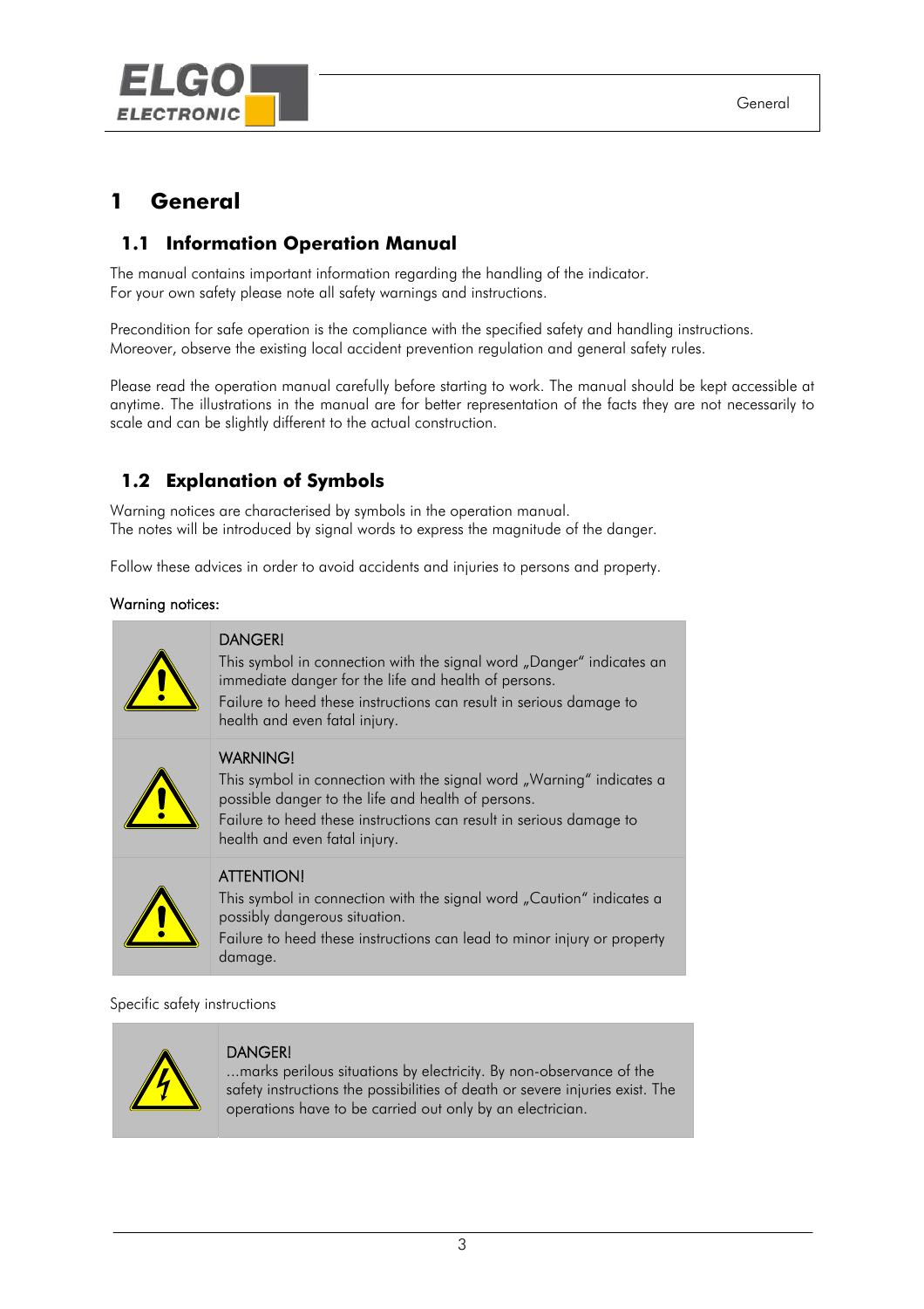# 1 General

## 1.1 Information Operation Manual

The manual contains important information regarding the handling of the indicator.
For your own safety please note all safety warnings and instructions.

Precondition for safe operation is the compliance with the specified safety and handling instructions.
Moreover, observe the existing local accident prevention regulation and general safety rules.

Please read the operation manual carefully before starting to work. The manual should be kept accessible at anytime. The illustrations in the manual are for better representation of the facts they are not necessarily to scale and can be slightly different to the actual construction.

## 1.2 Explanation of Symbols

Warning notices are characterised by symbols in the operation manual.
The notes will be introduced by signal words to express the magnitude of the danger.

Follow these advices in order to avoid accidents and injuries to persons and property.

Warning notices:

| | |
|---|---|
| ⚠ | DANGER!<br>This symbol in connection with the signal word „Danger" indicates an immediate danger for the life and health of persons.<br>Failure to heed these instructions can result in serious damage to health and even fatal injury. |
| ⚠ | WARNING!<br>This symbol in connection with the signal word „Warning" indicates a possible danger to the life and health of persons.<br>Failure to heed these instructions can result in serious damage to health and even fatal injury. |
| ⚠ | ATTENTION!<br>This symbol in connection with the signal word „Caution" indicates a possibly dangerous situation.<br>Failure to heed these instructions can lead to minor injury or property damage. |

Specific safety instructions

| | |
|---|---|
| ⚡ | DANGER!<br>...marks perilous situations by electricity. By non-observance of the safety instructions the possibilities of death or severe injuries exist. The operations have to be carried out only by an electrician. |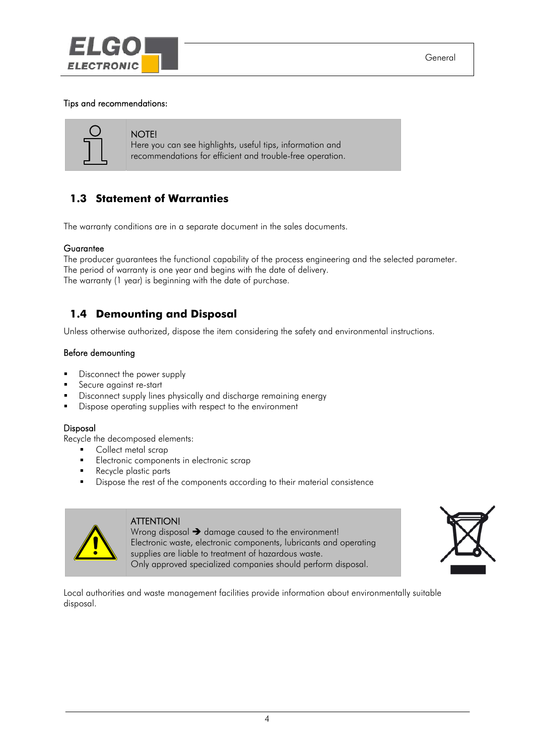Tips and recommendations:

> NOTE!
> Here you can see highlights, useful tips, information and recommendations for efficient and trouble-free operation.

## 1.3 Statement of Warranties

The warranty conditions are in a separate document in the sales documents.

Guarantee
The producer guarantees the functional capability of the process engineering and the selected parameter.
The period of warranty is one year and begins with the date of delivery.
The warranty (1 year) is beginning with the date of purchase.

## 1.4 Demounting and Disposal

Unless otherwise authorized, dispose the item considering the safety and environmental instructions.

Before demounting

- Disconnect the power supply
- Secure against re-start
- Disconnect supply lines physically and discharge remaining energy
- Dispose operating supplies with respect to the environment

Disposal
Recycle the decomposed elements:

- Collect metal scrap
- Electronic components in electronic scrap
- Recycle plastic parts
- Dispose the rest of the components according to their material consistence

> ATTENTION!
> Wrong disposal ➔ damage caused to the environment!
> Electronic waste, electronic components, lubricants and operating supplies are liable to treatment of hazardous waste.
> Only approved specialized companies should perform disposal.

Local authorities and waste management facilities provide information about environmentally suitable disposal.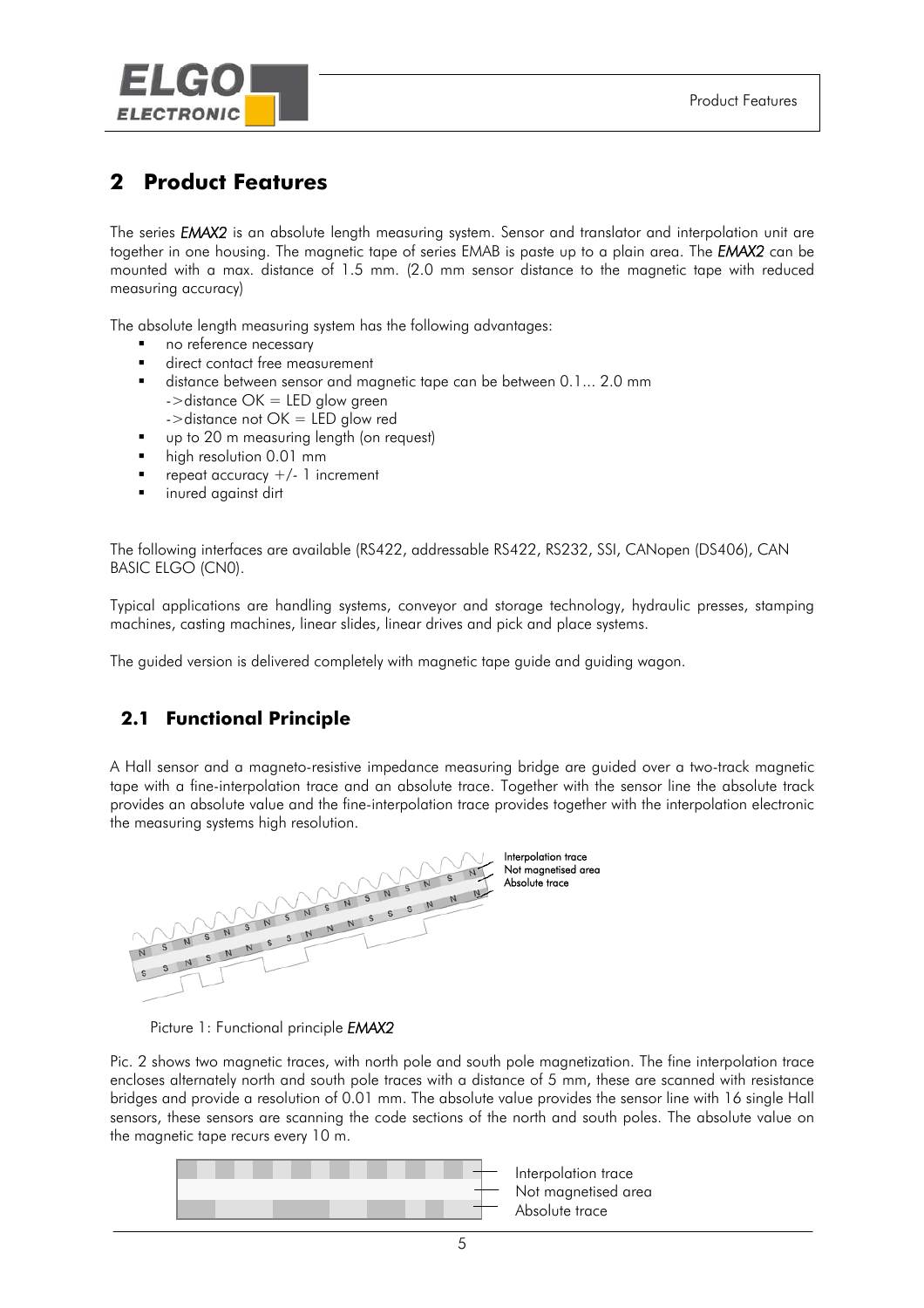# 2 Product Features

The series *EMAX2* is an absolute length measuring system. Sensor and translator and interpolation unit are together in one housing. The magnetic tape of series EMAB is paste up to a plain area. The *EMAX2* can be mounted with a max. distance of 1.5 mm. (2.0 mm sensor distance to the magnetic tape with reduced measuring accuracy)

The absolute length measuring system has the following advantages:

- no reference necessary
- direct contact free measurement
- distance between sensor and magnetic tape can be between 0.1... 2.0 mm
  ->distance OK = LED glow green
  ->distance not OK = LED glow red
- up to 20 m measuring length (on request)
- high resolution 0.01 mm
- repeat accuracy +/- 1 increment
- inured against dirt

The following interfaces are available (RS422, addressable RS422, RS232, SSI, CANopen (DS406), CAN BASIC ELGO (CN0).

Typical applications are handling systems, conveyor and storage technology, hydraulic presses, stamping machines, casting machines, linear slides, linear drives and pick and place systems.

The guided version is delivered completely with magnetic tape guide and guiding wagon.

## 2.1 Functional Principle

A Hall sensor and a magneto-resistive impedance measuring bridge are guided over a two-track magnetic tape with a fine-interpolation trace and an absolute trace. Together with the sensor line the absolute track provides an absolute value and the fine-interpolation trace provides together with the interpolation electronic the measuring systems high resolution.

Interpolation trace
Not magnetised area
Absolute trace

Picture 1: Functional principle *EMAX2*

Pic. 2 shows two magnetic traces, with north pole and south pole magnetization. The fine interpolation trace encloses alternately north and south pole traces with a distance of 5 mm, these are scanned with resistance bridges and provide a resolution of 0.01 mm. The absolute value provides the sensor line with 16 single Hall sensors, these sensors are scanning the code sections of the north and south poles. The absolute value on the magnetic tape recurs every 10 m.

Interpolation trace
Not magnetised area
Absolute trace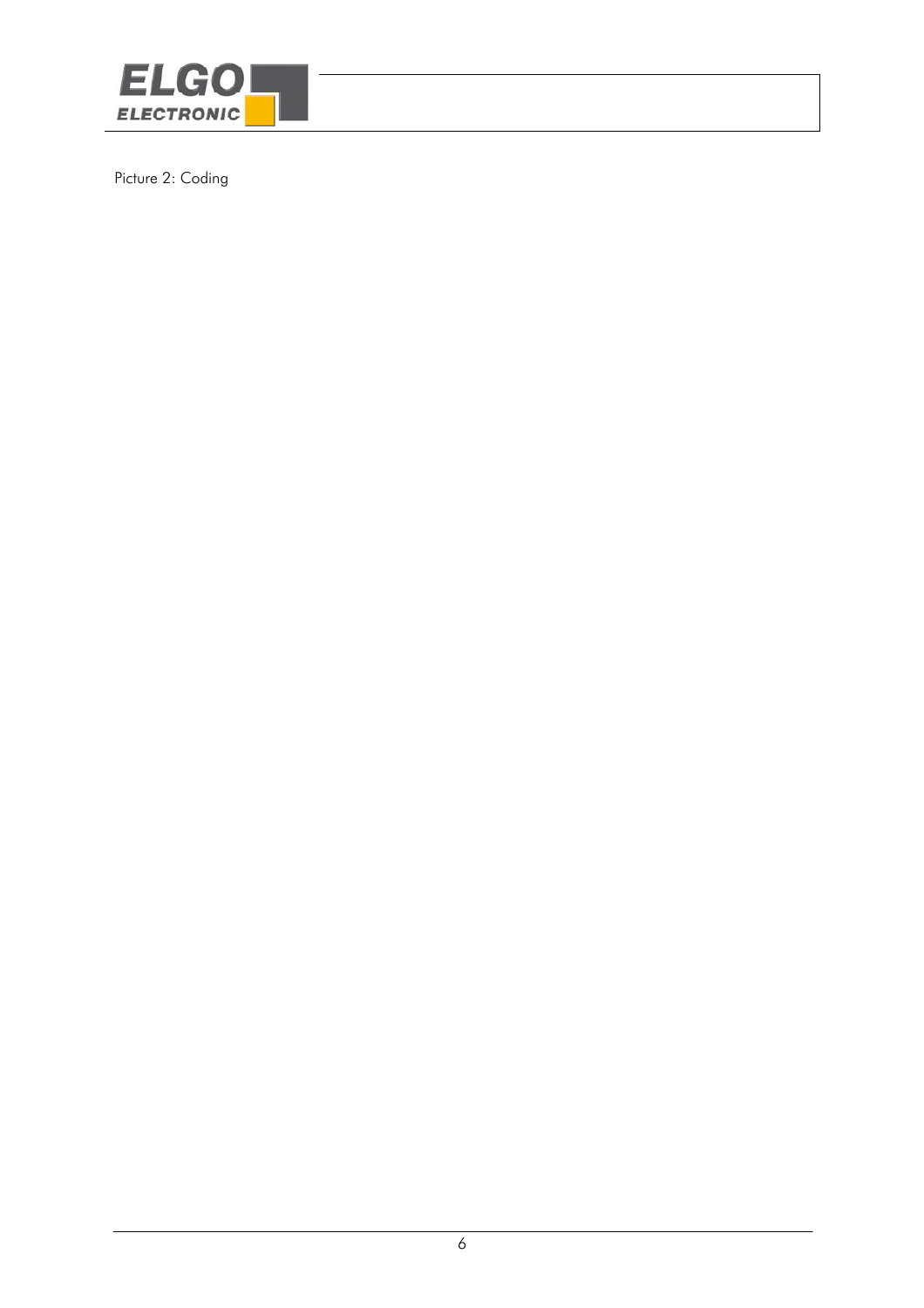Picture 2: Coding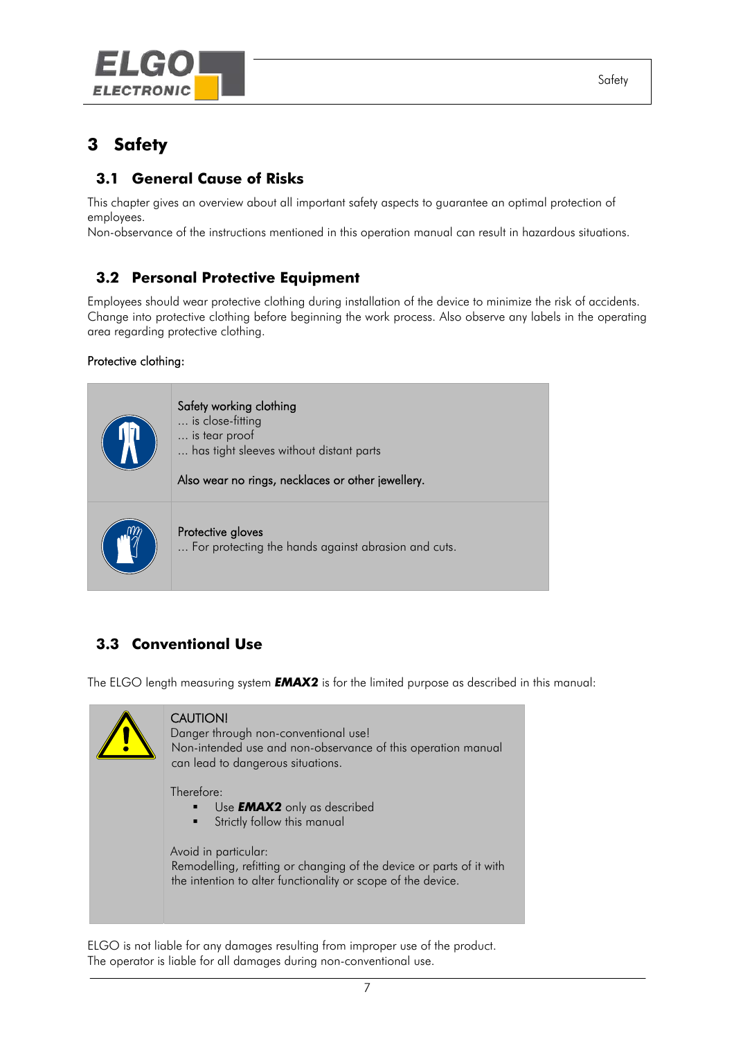# 3 Safety

## 3.1 General Cause of Risks

This chapter gives an overview about all important safety aspects to guarantee an optimal protection of employees.
Non-observance of the instructions mentioned in this operation manual can result in hazardous situations.

## 3.2 Personal Protective Equipment

Employees should wear protective clothing during installation of the device to minimize the risk of accidents. Change into protective clothing before beginning the work process. Also observe any labels in the operating area regarding protective clothing.

Protective clothing:

| | |
|---|---|
| | Safety working clothing<br>… is close-fitting<br>… is tear proof<br>… has tight sleeves without distant parts<br><br>Also wear no rings, necklaces or other jewellery. |
| | Protective gloves<br>… For protecting the hands against abrasion and cuts. |

## 3.3 Conventional Use

The ELGO length measuring system ***EMAX2*** is for the limited purpose as described in this manual:

| | |
|---|---|
| | CAUTION!<br>Danger through non-conventional use!<br>Non-intended use and non-observance of this operation manual can lead to dangerous situations.<br><br>Therefore:<br>▪ Use ***EMAX2*** only as described<br>▪ Strictly follow this manual<br><br>Avoid in particular:<br>Remodelling, refitting or changing of the device or parts of it with the intention to alter functionality or scope of the device. |

ELGO is not liable for any damages resulting from improper use of the product.
The operator is liable for all damages during non-conventional use.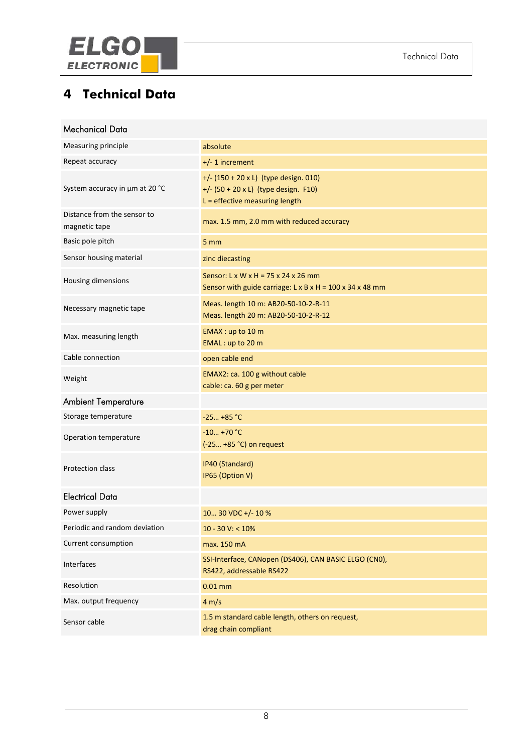# 4 Technical Data

| Mechanical Data | |
|---|---|
| Measuring principle | absolute |
| Repeat accuracy | +/- 1 increment |
| System accuracy in µm at 20 °C | +/- (150 + 20 x L) (type design. 010)<br>+/- (50 + 20 x L) (type design. F10)<br>L = effective measuring length |
| Distance from the sensor to magnetic tape | max. 1.5 mm, 2.0 mm with reduced accuracy |
| Basic pole pitch | 5 mm |
| Sensor housing material | zinc diecasting |
| Housing dimensions | Sensor: L x W x H = 75 x 24 x 26 mm<br>Sensor with guide carriage: L x B x H = 100 x 34 x 48 mm |
| Necessary magnetic tape | Meas. length 10 m: AB20-50-10-2-R-11<br>Meas. length 20 m: AB20-50-10-2-R-12 |
| Max. measuring length | EMAX : up to 10 m<br>EMAL : up to 20 m |
| Cable connection | open cable end |
| Weight | EMAX2: ca. 100 g without cable<br>cable: ca. 60 g per meter |
| **Ambient Temperature** | |
| Storage temperature | -25… +85 °C |
| Operation temperature | -10… +70 °C<br>(-25… +85 °C) on request |
| Protection class | IP40 (Standard)<br>IP65 (Option V) |
| **Electrical Data** | |
| Power supply | 10… 30 VDC +/- 10 % |
| Periodic and random deviation | 10 - 30 V: < 10% |
| Current consumption | max. 150 mA |
| Interfaces | SSI-Interface, CANopen (DS406), CAN BASIC ELGO (CN0), RS422, addressable RS422 |
| Resolution | 0.01 mm |
| Max. output frequency | 4 m/s |
| Sensor cable | 1.5 m standard cable length, others on request, drag chain compliant |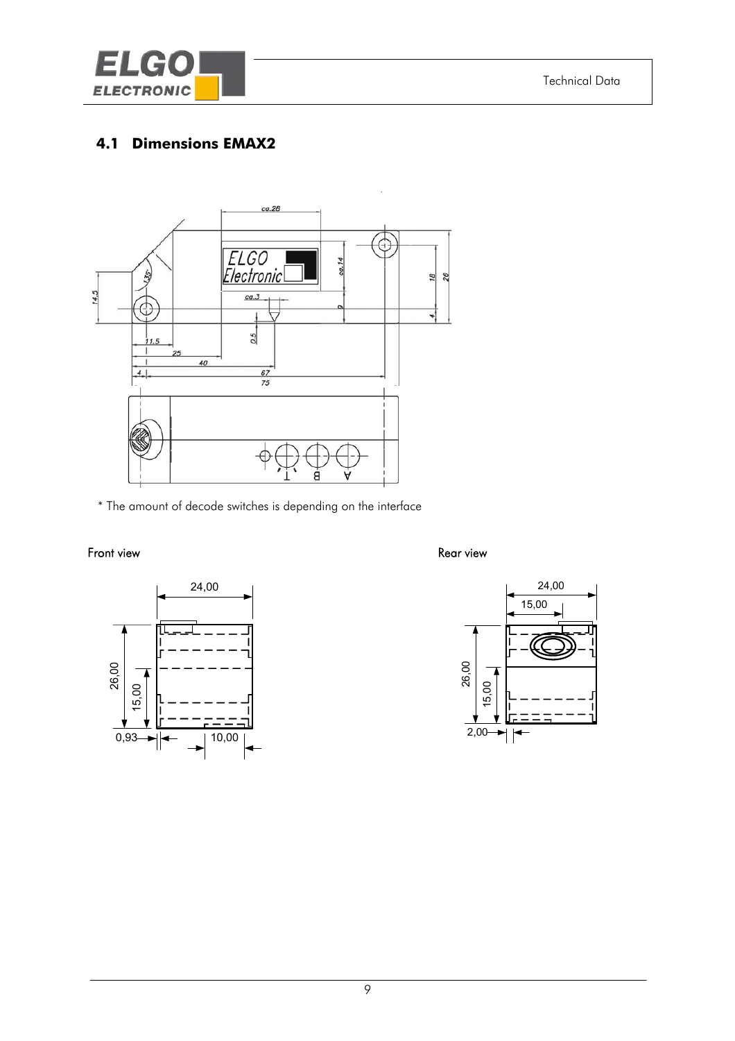## 4.1 Dimensions EMAX2

\* The amount of decode switches is depending on the interface

Front view

Rear view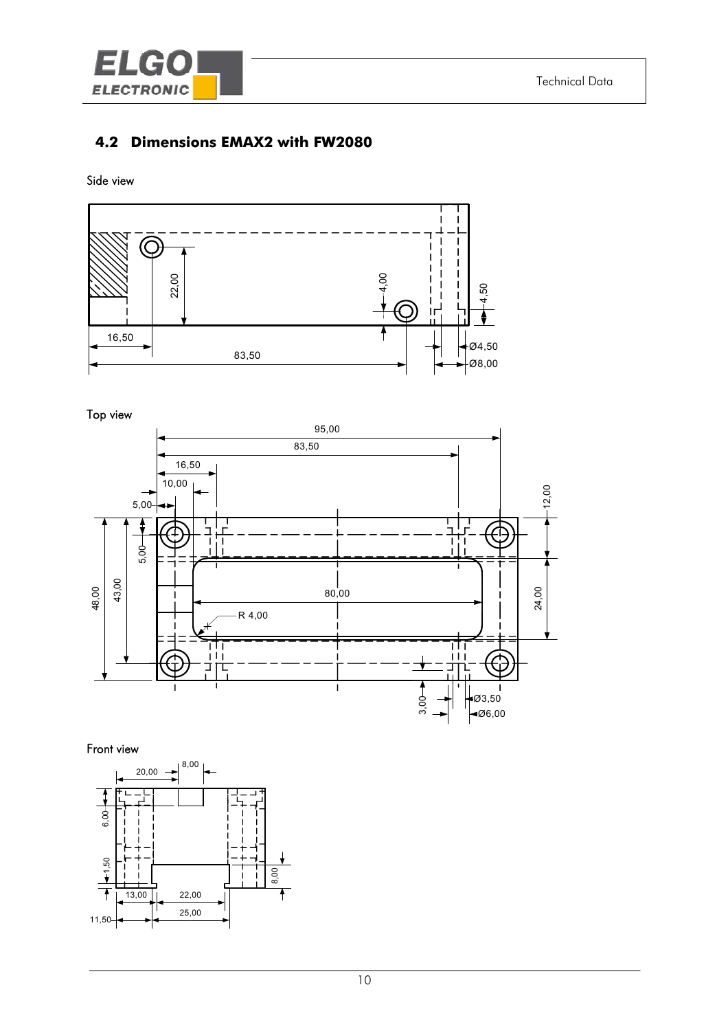## 4.2 Dimensions EMAX2 with FW2080

Side view

Top view

Front view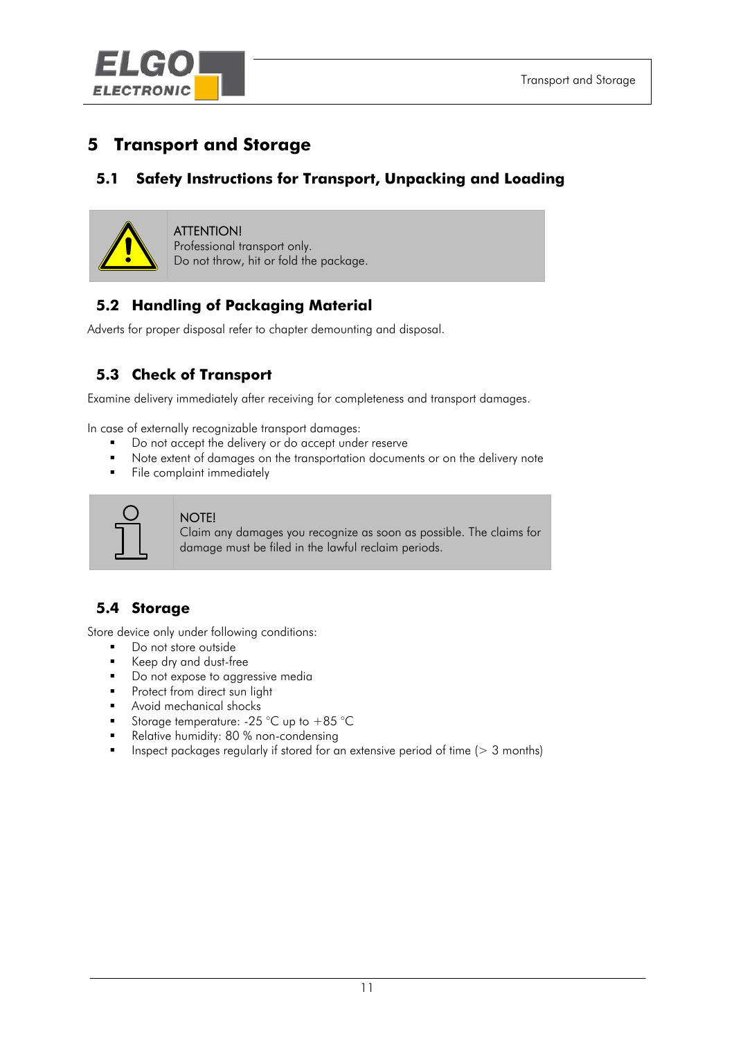# 5 Transport and Storage

## 5.1 Safety Instructions for Transport, Unpacking and Loading

> ATTENTION!
> Professional transport only.
> Do not throw, hit or fold the package.

## 5.2 Handling of Packaging Material

Adverts for proper disposal refer to chapter demounting and disposal.

## 5.3 Check of Transport

Examine delivery immediately after receiving for completeness and transport damages.

In case of externally recognizable transport damages:

- Do not accept the delivery or do accept under reserve
- Note extent of damages on the transportation documents or on the delivery note
- File complaint immediately

> NOTE!
> Claim any damages you recognize as soon as possible. The claims for damage must be filed in the lawful reclaim periods.

## 5.4 Storage

Store device only under following conditions:

- Do not store outside
- Keep dry and dust-free
- Do not expose to aggressive media
- Protect from direct sun light
- Avoid mechanical shocks
- Storage temperature: -25 °C up to +85 °C
- Relative humidity: 80 % non-condensing
- Inspect packages regularly if stored for an extensive period of time (> 3 months)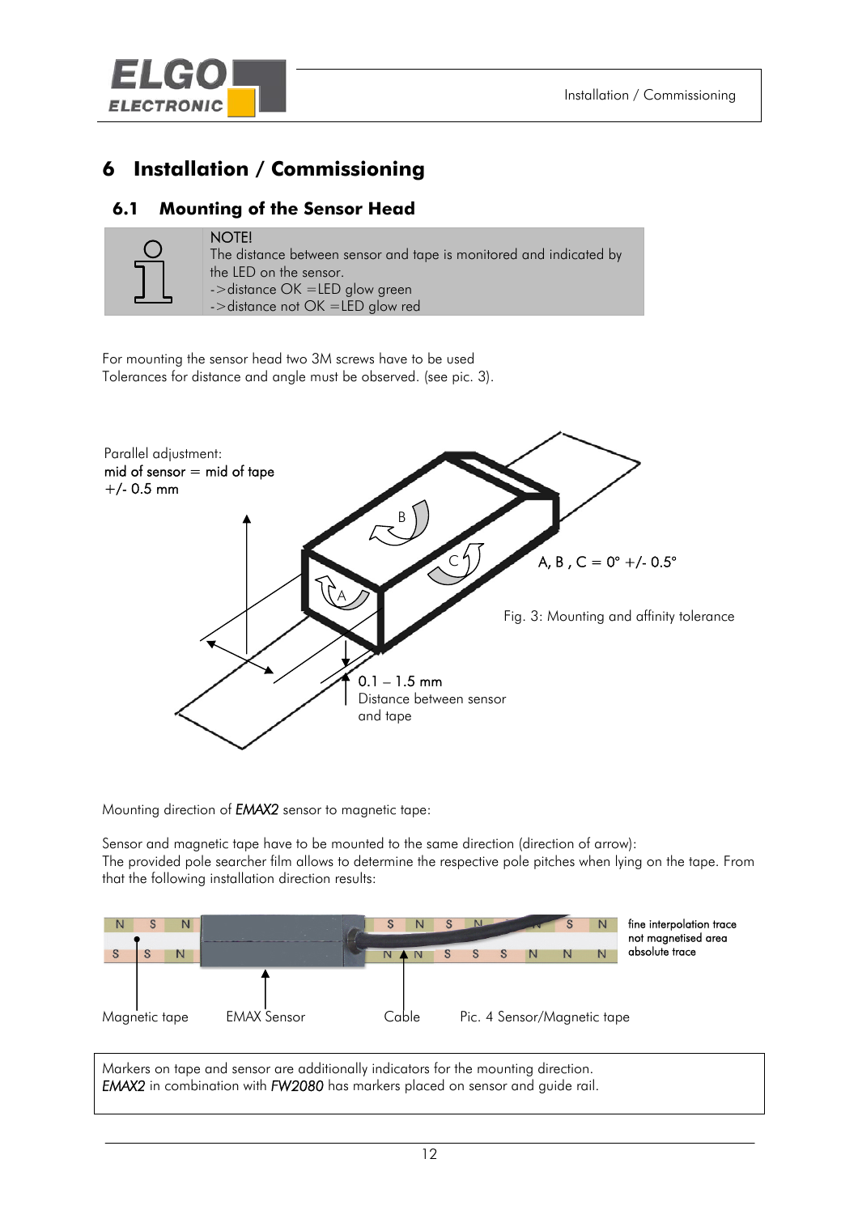# 6 Installation / Commissioning

## 6.1 Mounting of the Sensor Head

NOTE!
The distance between sensor and tape is monitored and indicated by the LED on the sensor.
->distance OK =LED glow green
->distance not OK =LED glow red

For mounting the sensor head two 3M screws have to be used
Tolerances for distance and angle must be observed. (see pic. 3).

Parallel adjustment:
mid of sensor = mid of tape
+/- 0.5 mm

A, B , C = 0° +/- 0.5°

0.1 – 1.5 mm
Distance between sensor and tape

Fig. 3: Mounting and affinity tolerance

Mounting direction of *EMAX2* sensor to magnetic tape:

Sensor and magnetic tape have to be mounted to the same direction (direction of arrow):
The provided pole searcher film allows to determine the respective pole pitches when lying on the tape. From that the following installation direction results:

fine interpolation trace
not magnetised area
absolute trace

Magnetic tape   EMAX Sensor   Cable

Pic. 4 Sensor/Magnetic tape

Markers on tape and sensor are additionally indicators for the mounting direction.
*EMAX2* in combination with *FW2080* has markers placed on sensor and guide rail.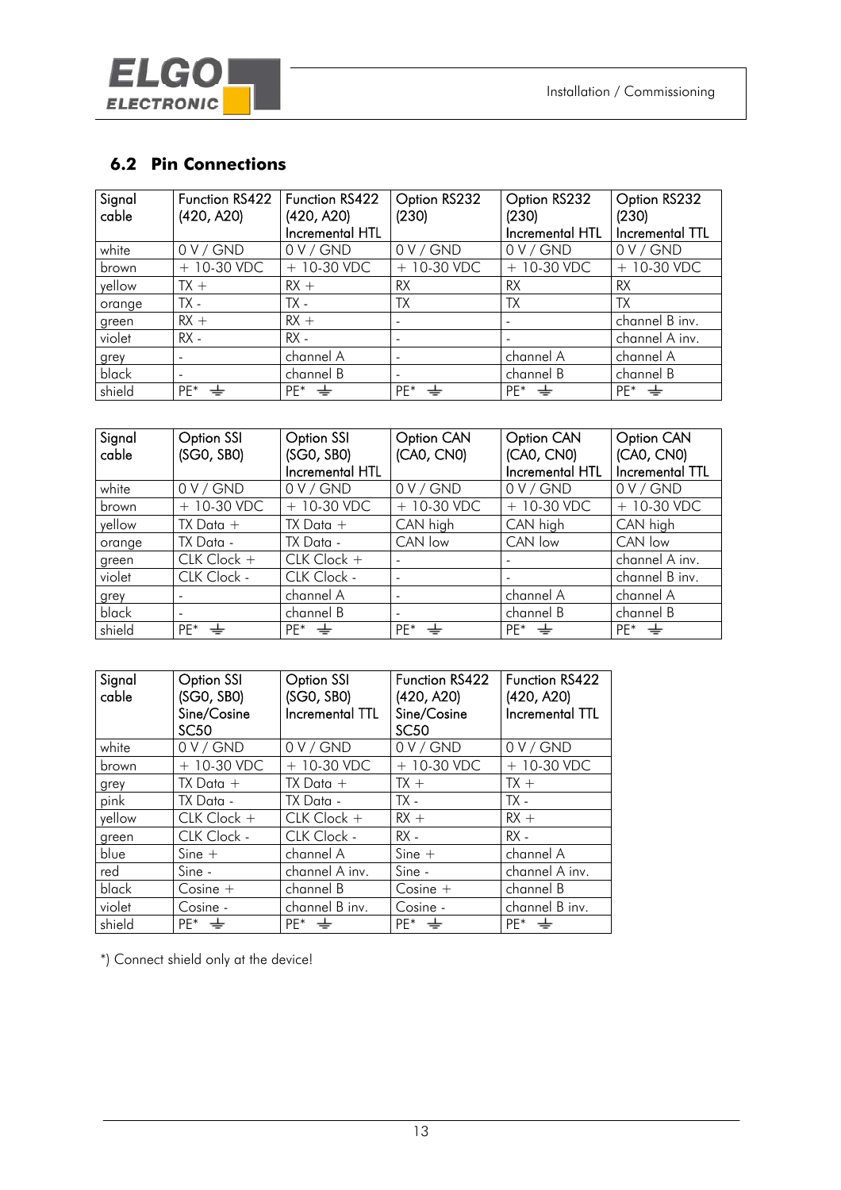## 6.2 Pin Connections

| Signal cable | Function RS422 (420, A20) | Function RS422 (420, A20) Incremental HTL | Option RS232 (230) | Option RS232 (230) Incremental HTL | Option RS232 (230) Incremental TTL |
|---|---|---|---|---|---|
| white | 0 V / GND | 0 V / GND | 0 V / GND | 0 V / GND | 0 V / GND |
| brown | + 10-30 VDC | + 10-30 VDC | + 10-30 VDC | + 10-30 VDC | + 10-30 VDC |
| yellow | TX + | RX + | RX | RX | RX |
| orange | TX - | TX - | TX | TX | TX |
| green | RX + | RX + | - | - | channel B inv. |
| violet | RX - | RX - | - | - | channel A inv. |
| grey | - | channel A | - | channel A | channel A |
| black | - | channel B | - | channel B | channel B |
| shield | PE* ⏚ | PE* ⏚ | PE* ⏚ | PE* ⏚ | PE* ⏚ |

| Signal cable | Option SSI (SG0, SB0) | Option SSI (SG0, SB0) Incremental HTL | Option CAN (CA0, CN0) | Option CAN (CA0, CN0) Incremental HTL | Option CAN (CA0, CN0) Incremental TTL |
|---|---|---|---|---|---|
| white | 0 V / GND | 0 V / GND | 0 V / GND | 0 V / GND | 0 V / GND |
| brown | + 10-30 VDC | + 10-30 VDC | + 10-30 VDC | + 10-30 VDC | + 10-30 VDC |
| yellow | TX Data + | TX Data + | CAN high | CAN high | CAN high |
| orange | TX Data - | TX Data - | CAN low | CAN low | CAN low |
| green | CLK Clock + | CLK Clock + | - | - | channel A inv. |
| violet | CLK Clock - | CLK Clock - | - | - | channel B inv. |
| grey | - | channel A | - | channel A | channel A |
| black | - | channel B | - | channel B | channel B |
| shield | PE* ⏚ | PE* ⏚ | PE* ⏚ | PE* ⏚ | PE* ⏚ |

| Signal cable | Option SSI (SG0, SB0) Sine/Cosine SC50 | Option SSI (SG0, SB0) Incremental TTL | Function RS422 (420, A20) Sine/Cosine SC50 | Function RS422 (420, A20) Incremental TTL |
|---|---|---|---|---|
| white | 0 V / GND | 0 V / GND | 0 V / GND | 0 V / GND |
| brown | + 10-30 VDC | + 10-30 VDC | + 10-30 VDC | + 10-30 VDC |
| grey | TX Data + | TX Data + | TX + | TX + |
| pink | TX Data - | TX Data - | TX - | TX - |
| yellow | CLK Clock + | CLK Clock + | RX + | RX + |
| green | CLK Clock - | CLK Clock - | RX - | RX - |
| blue | Sine + | channel A | Sine + | channel A |
| red | Sine - | channel A inv. | Sine - | channel A inv. |
| black | Cosine + | channel B | Cosine + | channel B |
| violet | Cosine - | channel B inv. | Cosine - | channel B inv. |
| shield | PE* ⏚ | PE* ⏚ | PE* ⏚ | PE* ⏚ |

*) Connect shield only at the device!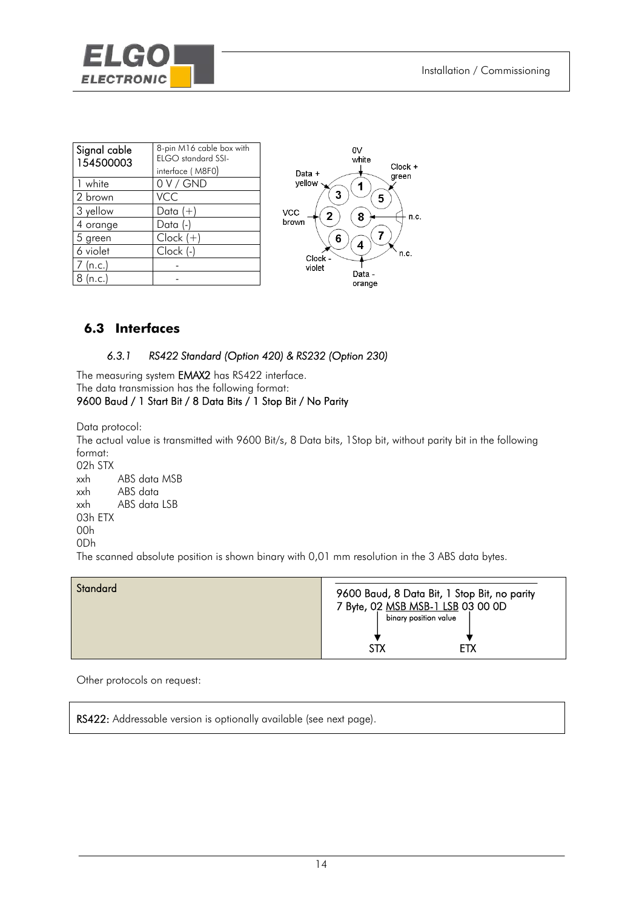| Signal cable 154500003 | 8-pin M16 cable box with ELGO standard SSI-interface ( M8F0) |
|---|---|
| 1 white | 0 V / GND |
| 2 brown | VCC |
| 3 yellow | Data (+) |
| 4 orange | Data (-) |
| 5 green | Clock (+) |
| 6 violet | Clock (-) |
| 7 (n.c.) | - |
| 8 (n.c.) | - |

## 6.3 Interfaces

### *6.3.1 RS422 Standard (Option 420) & RS232 (Option 230)*

The measuring system **EMAX2** has RS422 interface.
The data transmission has the following format:
**9600 Baud / 1 Start Bit / 8 Data Bits / 1 Stop Bit / No Parity**

Data protocol:
The actual value is transmitted with 9600 Bit/s, 8 Data bits, 1Stop bit, without parity bit in the following format:
02h STX
xxh ABS data MSB
xxh ABS data
xxh ABS data LSB
03h ETX
00h
0Dh
The scanned absolute position is shown binary with 0,01 mm resolution in the 3 ABS data bytes.

| Standard | 9600 Baud, 8 Data Bit, 1 Stop Bit, no parity<br>7 Byte, 02 MSB MSB-1 LSB 03 00 0D<br>binary position value<br>STX ETX |
|---|---|

Other protocols on request:

**RS422:** Addressable version is optionally available (see next page).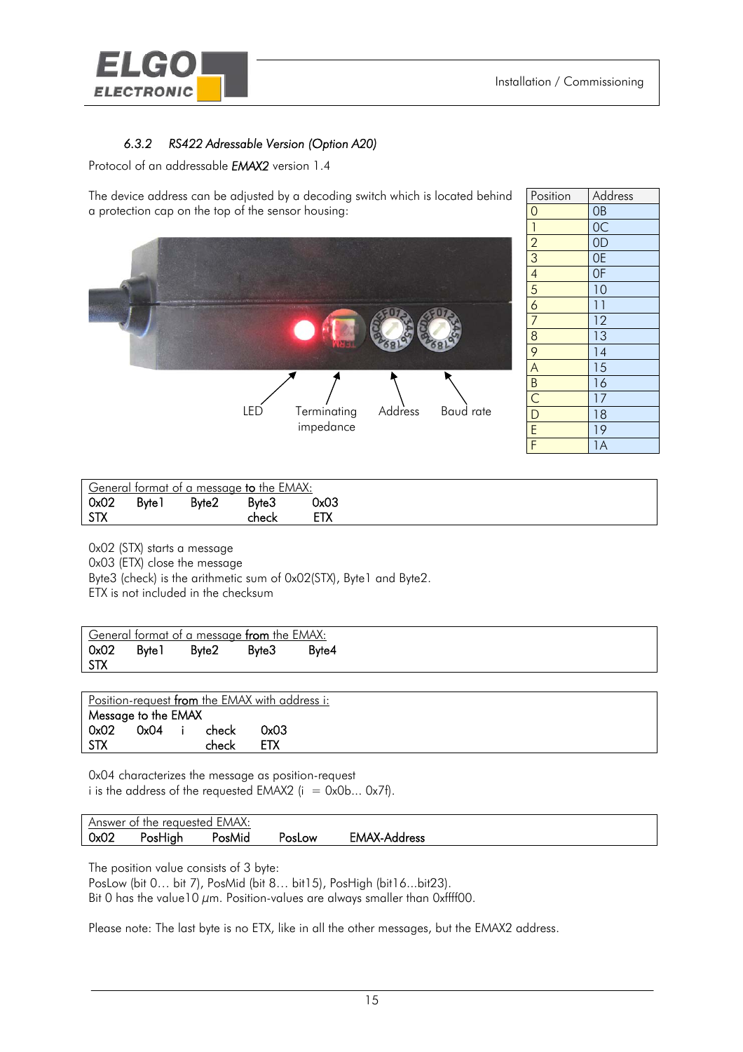#### 6.3.2 *RS422 Adressable Version (Option A20)*

Protocol of an addressable ***EMAX2*** version 1.4

The device address can be adjusted by a decoding switch which is located behind a protection cap on the top of the sensor housing:

LED | Terminating impedance | Address | Baud rate

| Position | Address |
|---|---|
| 0 | 0B |
| 1 | 0C |
| 2 | 0D |
| 3 | 0E |
| 4 | 0F |
| 5 | 10 |
| 6 | 11 |
| 7 | 12 |
| 8 | 13 |
| 9 | 14 |
| A | 15 |
| B | 16 |
| C | 17 |
| D | 18 |
| E | 19 |
| F | 1A |

General format of a message **to** the EMAX:

| 0x02 | Byte1 | Byte2 | Byte3 | 0x03 |
|---|---|---|---|---|
| STX | | | check | ETX |

0x02 (STX) starts a message
0x03 (ETX) close the message
Byte3 (check) is the arithmetic sum of 0x02(STX), Byte1 and Byte2.
ETX is not included in the checksum

General format of a message **from** the EMAX:

| 0x02 | Byte1 | Byte2 | Byte3 | Byte4 |
|---|---|---|---|---|
| STX | | | | |

Position-request **from** the EMAX with address i:

**Message to the EMAX**

| 0x02 | 0x04 | i | check | 0x03 |
|---|---|---|---|---|
| STX | | | check | ETX |

0x04 characterizes the message as position-request
i is the address of the requested EMAX2 (i = 0x0b... 0x7f).

Answer of the requested EMAX:

| 0x02 | PosHigh | PosMid | PosLow | EMAX-Address |
|---|---|---|---|---|

The position value consists of 3 byte:
PosLow (bit 0… bit 7), PosMid (bit 8… bit15), PosHigh (bit16...bit23).
Bit 0 has the value10 $\mu$m. Position-values are always smaller than 0xffff00.

Please note: The last byte is no ETX, like in all the other messages, but the EMAX2 address.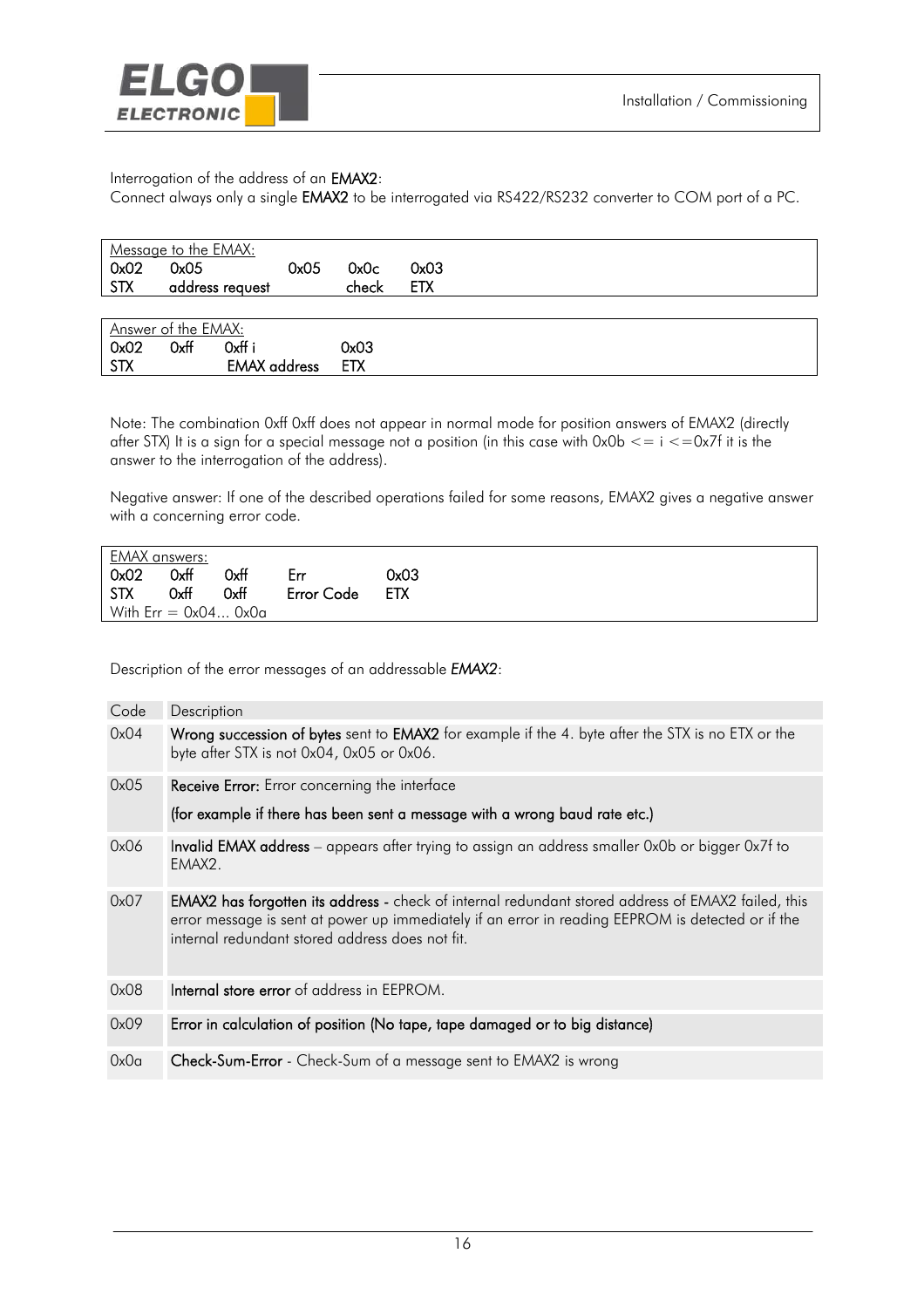Interrogation of the address of an **EMAX2**:
Connect always only a single **EMAX2** to be interrogated via RS422/RS232 converter to COM port of a PC.

Message to the EMAX:

| 0x02 | 0x05 | 0x05 | 0x0c | 0x03 |
|---|---|---|---|---|
| STX | address request | | check | ETX |

Answer of the EMAX:

| 0x02 | 0xff | 0xff i | 0x03 |
|---|---|---|---|
| STX | | EMAX address | ETX |

Note: The combination 0xff 0xff does not appear in normal mode for position answers of EMAX2 (directly after STX) It is a sign for a special message not a position (in this case with 0x0b <= i <=0x7f it is the answer to the interrogation of the address).

Negative answer: If one of the described operations failed for some reasons, EMAX2 gives a negative answer with a concerning error code.

EMAX answers:

| 0x02 | 0xff | 0xff | Err | 0x03 |
|---|---|---|---|---|
| STX | 0xff | 0xff | Error Code | ETX |

With Err = 0x04... 0x0a

Description of the error messages of an addressable ***EMAX2***:

| Code | Description |
|---|---|
| 0x04 | **Wrong succession of bytes** sent to **EMAX2** for example if the 4. byte after the STX is no ETX or the byte after STX is not 0x04, 0x05 or 0x06. |
| 0x05 | **Receive Error:** Error concerning the interface<br>**(for example if there has been sent a message with a wrong baud rate etc.)** |
| 0x06 | **Invalid EMAX address** – appears after trying to assign an address smaller 0x0b or bigger 0x7f to EMAX2. |
| 0x07 | **EMAX2 has forgotten its address -** check of internal redundant stored address of EMAX2 failed, this error message is sent at power up immediately if an error in reading EEPROM is detected or if the internal redundant stored address does not fit. |
| 0x08 | **Internal store error** of address in EEPROM. |
| 0x09 | **Error in calculation of position (No tape, tape damaged or to big distance)** |
| 0x0a | **Check-Sum-Error** - Check-Sum of a message sent to EMAX2 is wrong |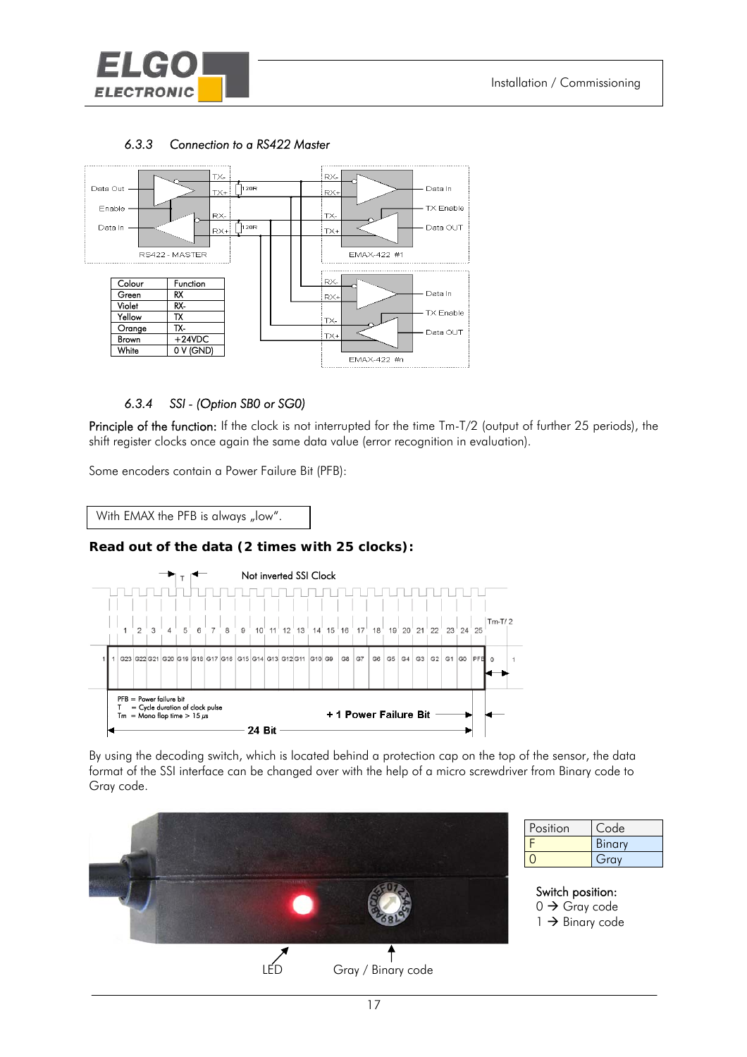### 6.3.3 *Connection to a RS422 Master*

| Colour | Function |
| --- | --- |
| Green | RX |
| Violet | RX- |
| Yellow | TX |
| Orange | TX- |
| Brown | +24VDC |
| White | 0 V (GND) |

### 6.3.4 *SSI - (Option SB0 or SG0)*

**Principle of the function:** If the clock is not interrupted for the time Tm-T/2 (output of further 25 periods), the shift register clocks once again the same data value (error recognition in evaluation).

Some encoders contain a Power Failure Bit (PFB):

With EMAX the PFB is always „low".

**Read out of the data (2 times with 25 clocks):**

PFB = Power failure bit
T = Cycle duration of clock pulse
Tm = Mono flop time > 15 µs

By using the decoding switch, which is located behind a protection cap on the top of the sensor, the data format of the SSI interface can be changed over with the help of a micro screwdriver from Binary code to Gray code.

| Position | Code |
| --- | --- |
| F | Binary |
| 0 | Gray |

Switch position:
0 → Gray code
1 → Binary code

LED    Gray / Binary code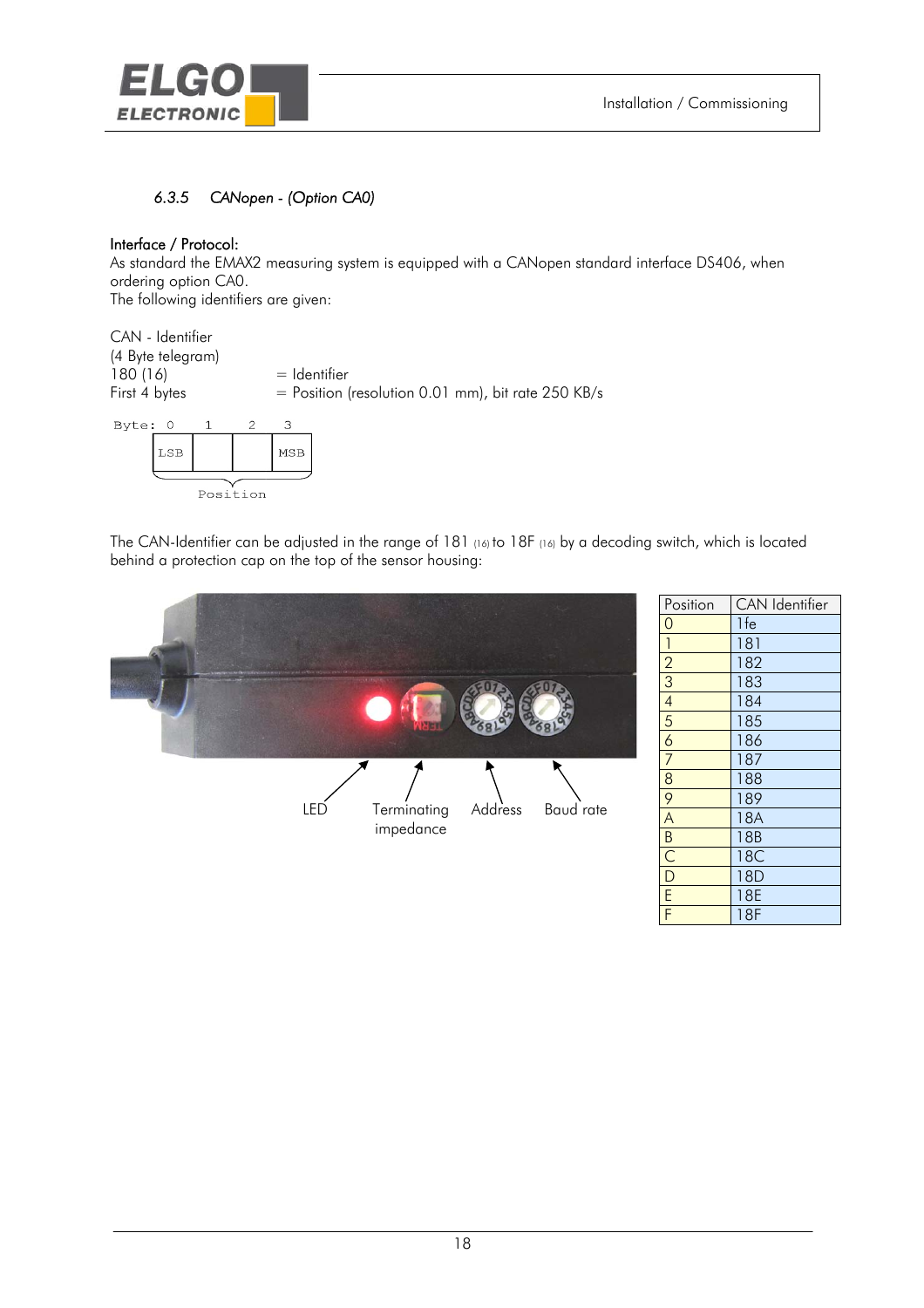### 6.3.5 *CANopen - (Option CA0)*

**Interface / Protocol:**
As standard the EMAX2 measuring system is equipped with a CANopen standard interface DS406, when ordering option CA0.
The following identifiers are given:

CAN - Identifier
(4 Byte telegram)
180 (16) = Identifier
First 4 bytes = Position (resolution 0.01 mm), bit rate 250 KB/s

```
Byte: 0    1    2    3
     | LSB |    |    | MSB |
          Position
```

The CAN-Identifier can be adjusted in the range of 181 $_{(16)}$ to 18F $_{(16)}$ by a decoding switch, which is located behind a protection cap on the top of the sensor housing:

LED    Terminating impedance    Address    Baud rate

| Position | CAN Identifier |
|---|---|
| 0 | 1fe |
| 1 | 181 |
| 2 | 182 |
| 3 | 183 |
| 4 | 184 |
| 5 | 185 |
| 6 | 186 |
| 7 | 187 |
| 8 | 188 |
| 9 | 189 |
| A | 18A |
| B | 18B |
| C | 18C |
| D | 18D |
| E | 18E |
| F | 18F |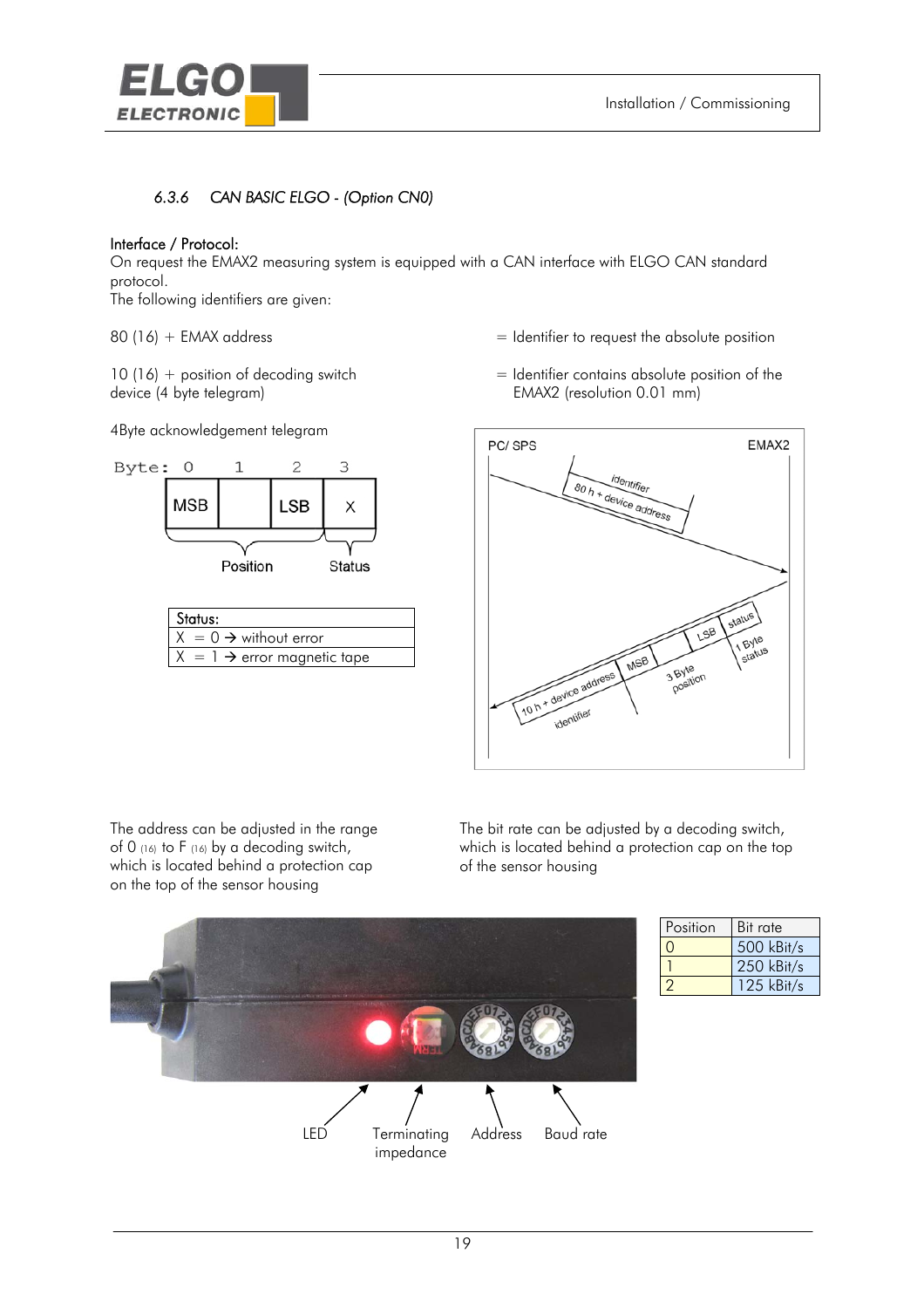#### 6.3.6 *CAN BASIC ELGO - (Option CN0)*

**Interface / Protocol:**
On request the EMAX2 measuring system is equipped with a CAN interface with ELGO CAN standard protocol.
The following identifiers are given:

80 (16) + EMAX address = Identifier to request the absolute position

10 (16) + position of decoding switch device (4 byte telegram) = Identifier contains absolute position of the EMAX2 (resolution 0.01 mm)

4Byte acknowledgement telegram

| Byte: | 0 | 1 | 2 | 3 |
|---|---|---|---|---|
| | MSB | | LSB | X |
| | Position | | | Status |

| Status: |
|---|
| X = 0 → without error |
| X = 1 → error magnetic tape |

The address can be adjusted in the range of 0 $_{(16)}$ to F $_{(16)}$ by a decoding switch, which is located behind a protection cap on the top of the sensor housing

The bit rate can be adjusted by a decoding switch, which is located behind a protection cap on the top of the sensor housing

| Position | Bit rate |
|---|---|
| 0 | 500 kBit/s |
| 1 | 250 kBit/s |
| 2 | 125 kBit/s |

LED, Terminating impedance, Address, Baud rate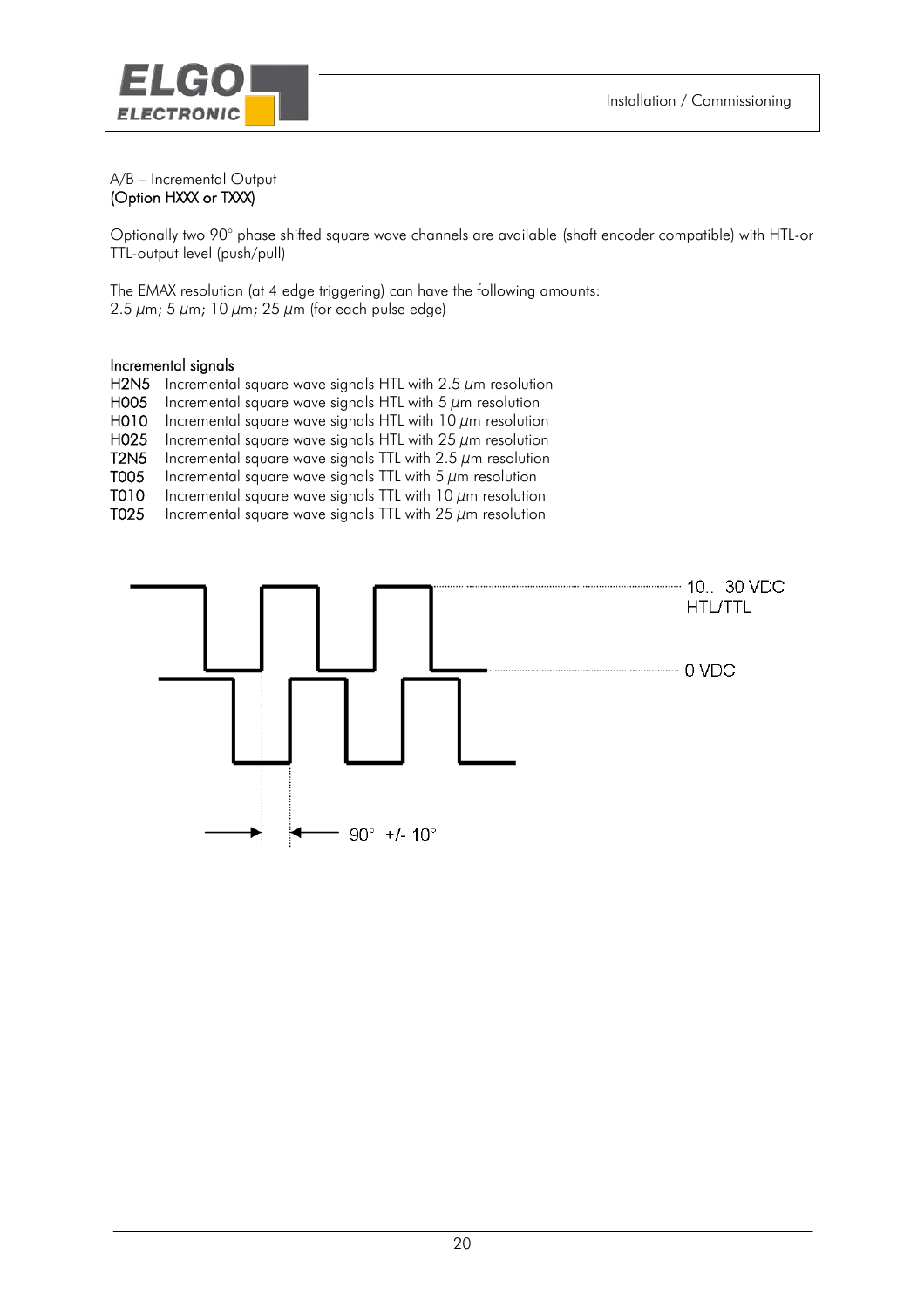A/B – Incremental Output
**(Option HXXX or TXXX)**

Optionally two 90° phase shifted square wave channels are available (shaft encoder compatible) with HTL-or TTL-output level (push/pull)

The EMAX resolution (at 4 edge triggering) can have the following amounts:
2.5 µm; 5 µm; 10 µm; 25 µm (for each pulse edge)

**Incremental signals**

**H2N5** Incremental square wave signals HTL with 2.5 µm resolution
**H005** Incremental square wave signals HTL with 5 µm resolution
**H010** Incremental square wave signals HTL with 10 µm resolution
**H025** Incremental square wave signals HTL with 25 µm resolution
**T2N5** Incremental square wave signals TTL with 2.5 µm resolution
**T005** Incremental square wave signals TTL with 5 µm resolution
**T010** Incremental square wave signals TTL with 10 µm resolution
**T025** Incremental square wave signals TTL with 25 µm resolution

10… 30 VDC
HTL/TTL

0 VDC

90° +/- 10°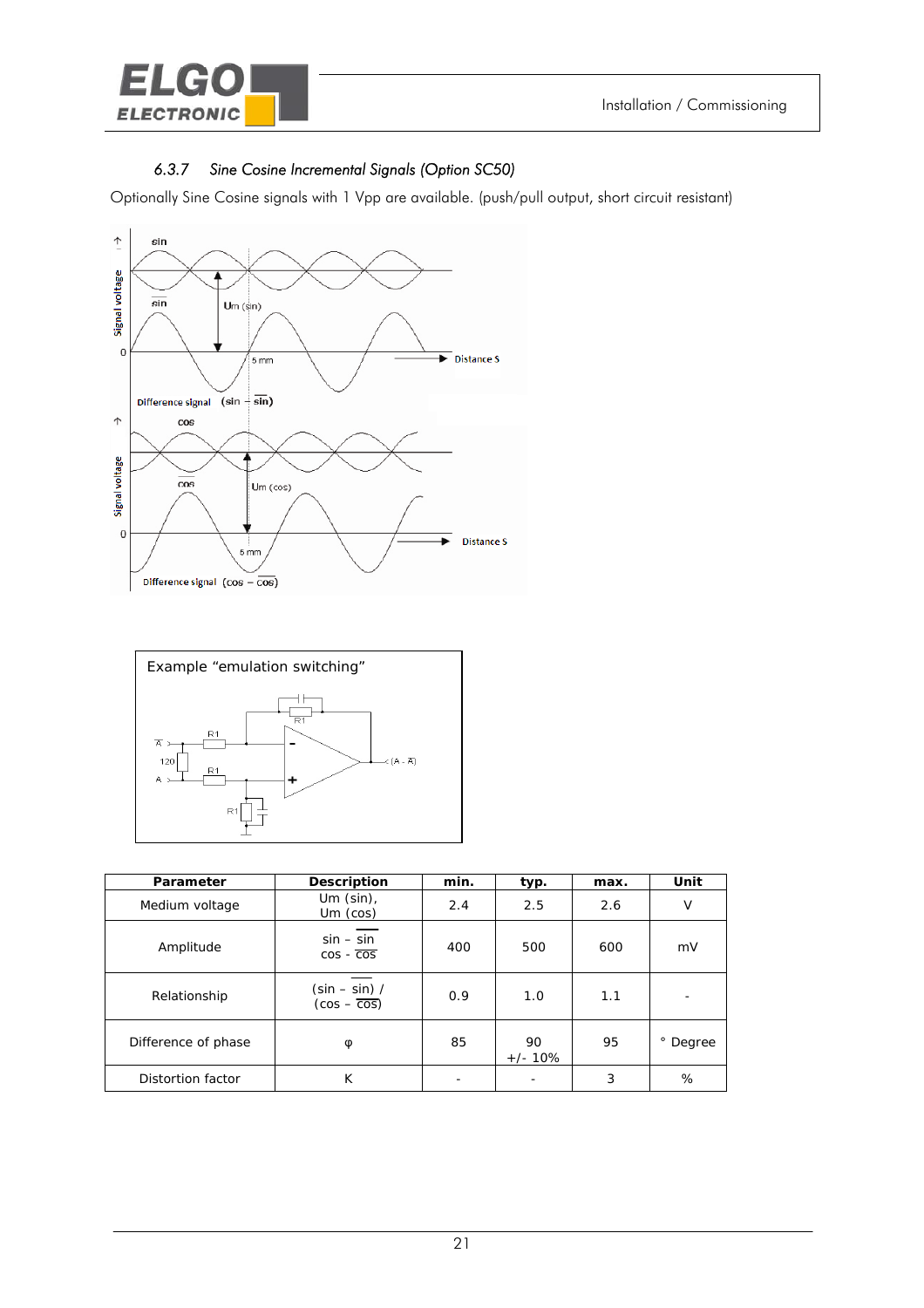### 6.3.7 Sine Cosine Incremental Signals (Option SC50)

Optionally Sine Cosine signals with 1 Vpp are available. (push/pull output, short circuit resistant)

Example "emulation switching"

| Parameter | Description | min. | typ. | max. | Unit |
|---|---|---|---|---|---|
| Medium voltage | Um (sin), Um (cos) | 2.4 | 2.5 | 2.6 | V |
| Amplitude | sin - $\overline{\text{sin}}$ cos - $\overline{\text{cos}}$ | 400 | 500 | 600 | mV |
| Relationship | (sin – $\overline{\text{sin}}$) / (cos – $\overline{\text{cos}}$) | 0.9 | 1.0 | 1.1 | - |
| Difference of phase | φ | 85 | 90 +/- 10% | 95 | ° Degree |
| Distortion factor | K | - | - | 3 | % |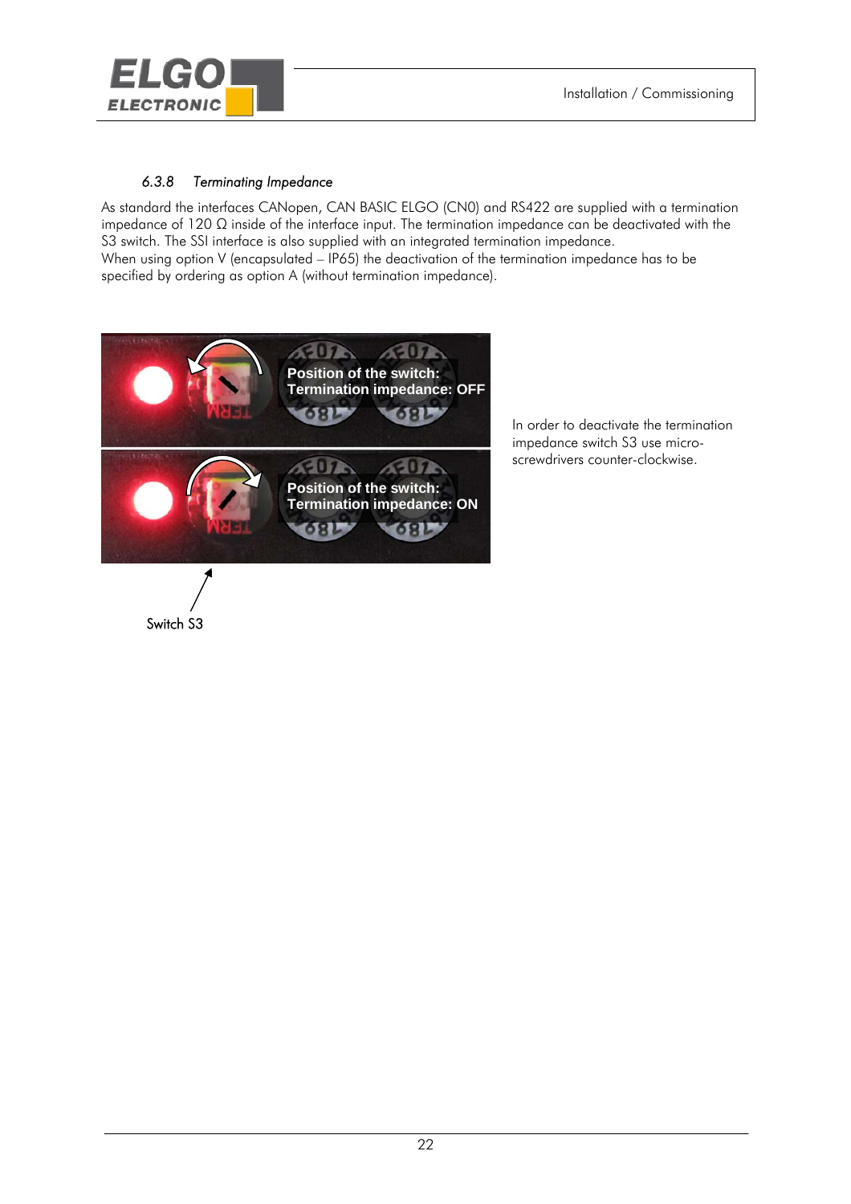#### 6.3.8 *Terminating Impedance*

As standard the interfaces CANopen, CAN BASIC ELGO (CN0) and RS422 are supplied with a termination impedance of 120 Ω inside of the interface input. The termination impedance can be deactivated with the S3 switch. The SSI interface is also supplied with an integrated termination impedance.
When using option V (encapsulated – IP65) the deactivation of the termination impedance has to be specified by ordering as option A (without termination impedance).

Position of the switch:
Termination impedance: OFF

Position of the switch:
Termination impedance: ON

Switch S3

In order to deactivate the termination impedance switch S3 use micro-screwdrivers counter-clockwise.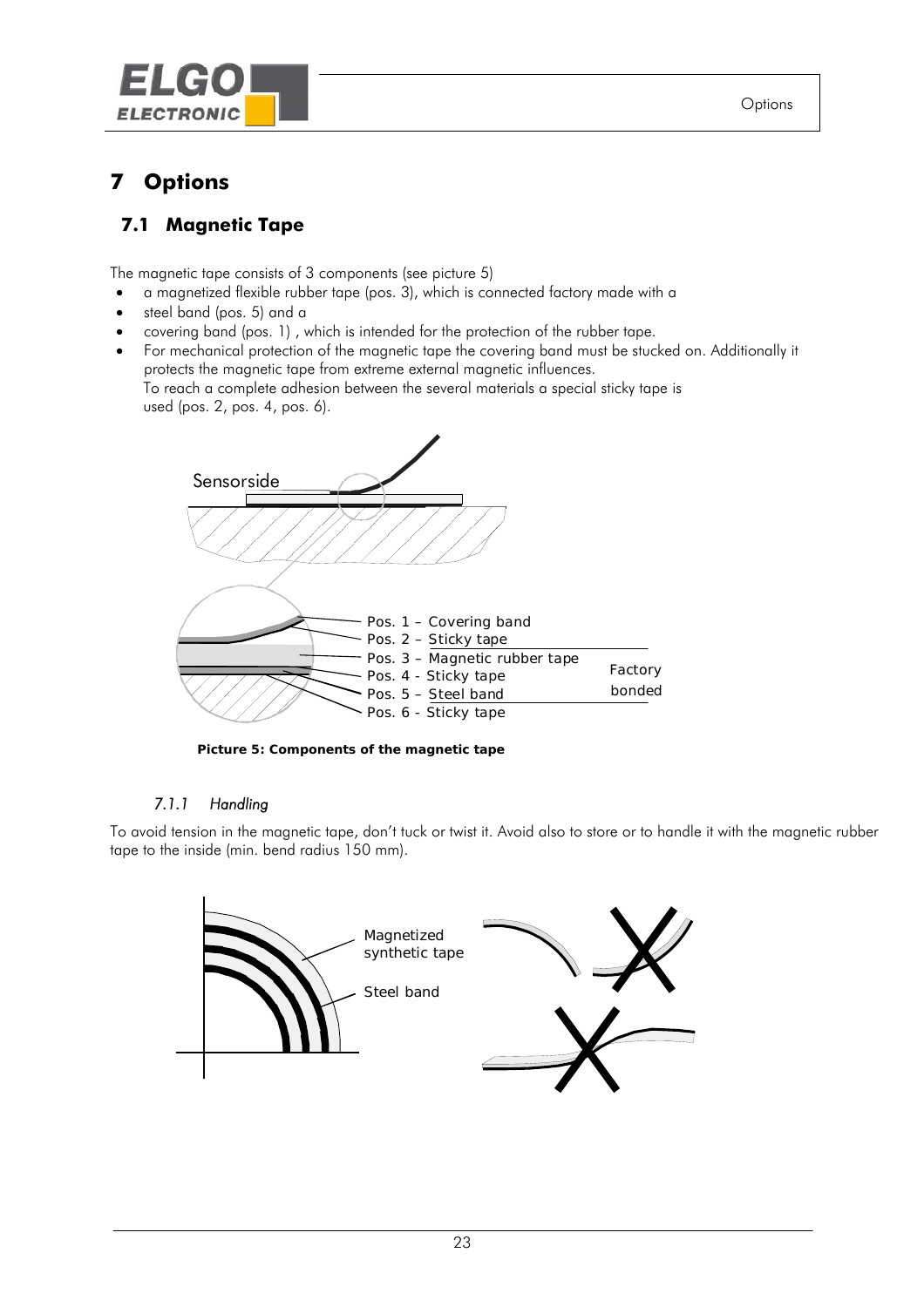# 7 Options

## 7.1 Magnetic Tape

The magnetic tape consists of 3 components (see picture 5)

- a magnetized flexible rubber tape (pos. 3), which is connected factory made with a
- steel band (pos. 5) and a
- covering band (pos. 1) , which is intended for the protection of the rubber tape.
- For mechanical protection of the magnetic tape the covering band must be stucked on. Additionally it protects the magnetic tape from extreme external magnetic influences.
  To reach a complete adhesion between the several materials a special sticky tape is used (pos. 2, pos. 4, pos. 6).

Sensorside

Pos. 1 – Covering band
Pos. 2 – Sticky tape
Pos. 3 – Magnetic rubber tape
Pos. 4 - Sticky tape
Pos. 5 – Steel band
Pos. 6 - Sticky tape

Factory bonded

**Picture 5: Components of the magnetic tape**

### *7.1.1 Handling*

To avoid tension in the magnetic tape, don't tuck or twist it. Avoid also to store or to handle it with the magnetic rubber tape to the inside (min. bend radius 150 mm).

Magnetized synthetic tape

Steel band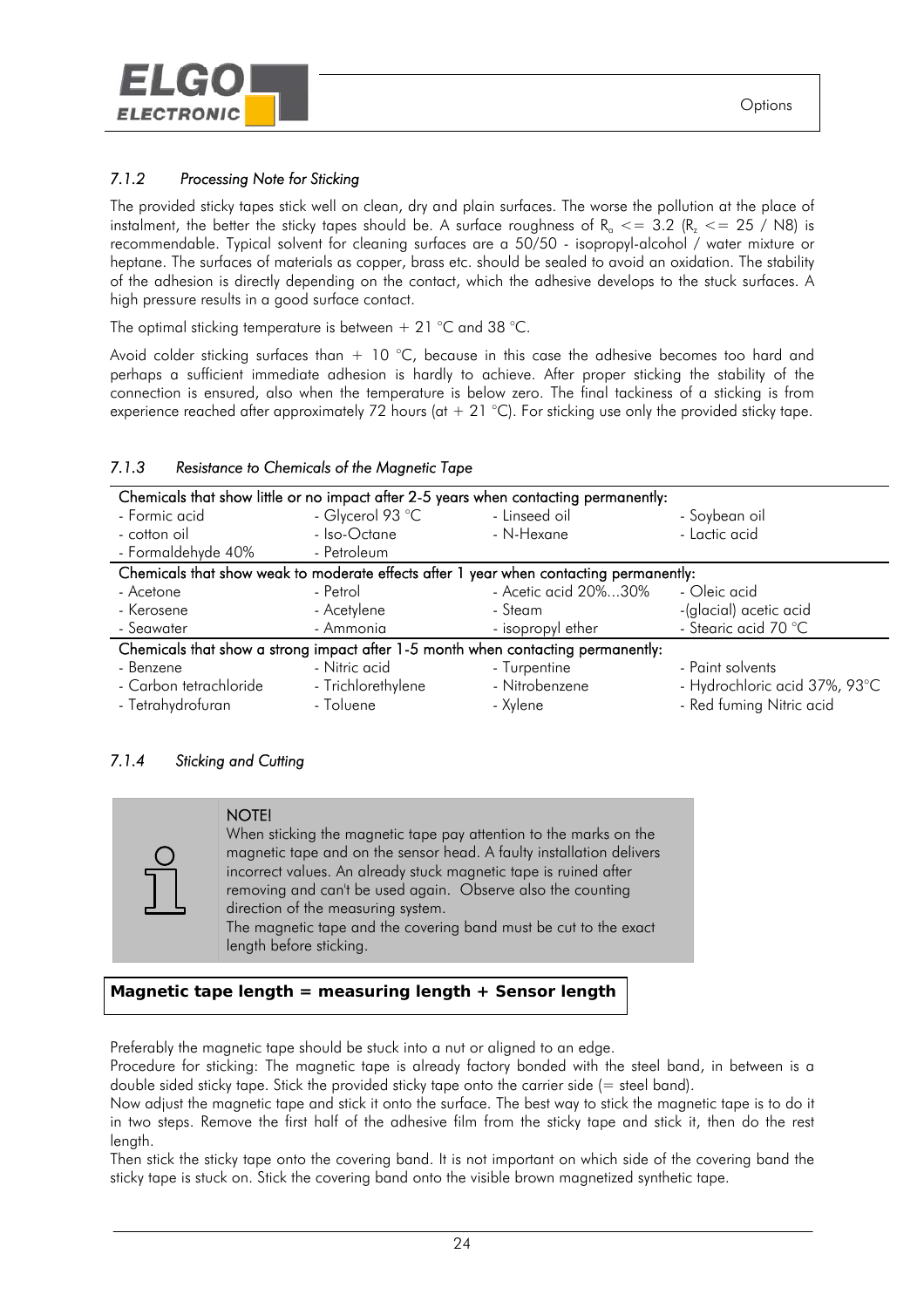### *7.1.2 Processing Note for Sticking*

The provided sticky tapes stick well on clean, dry and plain surfaces. The worse the pollution at the place of instalment, the better the sticky tapes should be. A surface roughness of $R_a <= 3.2$ ($R_z <= 25$ / N8) is recommendable. Typical solvent for cleaning surfaces are a 50/50 - isopropyl-alcohol / water mixture or heptane. The surfaces of materials as copper, brass etc. should be sealed to avoid an oxidation. The stability of the adhesion is directly depending on the contact, which the adhesive develops to the stuck surfaces. A high pressure results in a good surface contact.

The optimal sticking temperature is between + 21 °C and 38 °C.

Avoid colder sticking surfaces than + 10 °C, because in this case the adhesive becomes too hard and perhaps a sufficient immediate adhesion is hardly to achieve. After proper sticking the stability of the connection is ensured, also when the temperature is below zero. The final tackiness of a sticking is from experience reached after approximately 72 hours (at + 21 °C). For sticking use only the provided sticky tape.

### *7.1.3 Resistance to Chemicals of the Magnetic Tape*

| Chemicals that show little or no impact after 2-5 years when contacting permanently: | | | |
|---|---|---|---|
| - Formic acid | - Glycerol 93 °C | - Linseed oil | - Soybean oil |
| - cotton oil | - Iso-Octane | - N-Hexane | - Lactic acid |
| - Formaldehyde 40% | - Petroleum | | |
| **Chemicals that show weak to moderate effects after 1 year when contacting permanently:** | | | |
| - Acetone | - Petrol | - Acetic acid 20%...30% | - Oleic acid |
| - Kerosene | - Acetylene | - Steam | -(glacial) acetic acid |
| - Seawater | - Ammonia | - isopropyl ether | - Stearic acid 70 °C |
| **Chemicals that show a strong impact after 1-5 month when contacting permanently:** | | | |
| - Benzene | - Nitric acid | - Turpentine | - Paint solvents |
| - Carbon tetrachloride | - Trichlorethylene | - Nitrobenzene | - Hydrochloric acid 37%, 93°C |
| - Tetrahydrofuran | - Toluene | - Xylene | - Red fuming Nitric acid |

### *7.1.4 Sticking and Cutting*

> **NOTE!**
> When sticking the magnetic tape pay attention to the marks on the magnetic tape and on the sensor head. A faulty installation delivers incorrect values. An already stuck magnetic tape is ruined after removing and can't be used again. Observe also the counting direction of the measuring system.
> The magnetic tape and the covering band must be cut to the exact length before sticking.

**Magnetic tape length = measuring length + Sensor length**

Preferably the magnetic tape should be stuck into a nut or aligned to an edge.

Procedure for sticking: The magnetic tape is already factory bonded with the steel band, in between is a double sided sticky tape. Stick the provided sticky tape onto the carrier side (= steel band).

Now adjust the magnetic tape and stick it onto the surface. The best way to stick the magnetic tape is to do it in two steps. Remove the first half of the adhesive film from the sticky tape and stick it, then do the rest length.

Then stick the sticky tape onto the covering band. It is not important on which side of the covering band the sticky tape is stuck on. Stick the covering band onto the visible brown magnetized synthetic tape.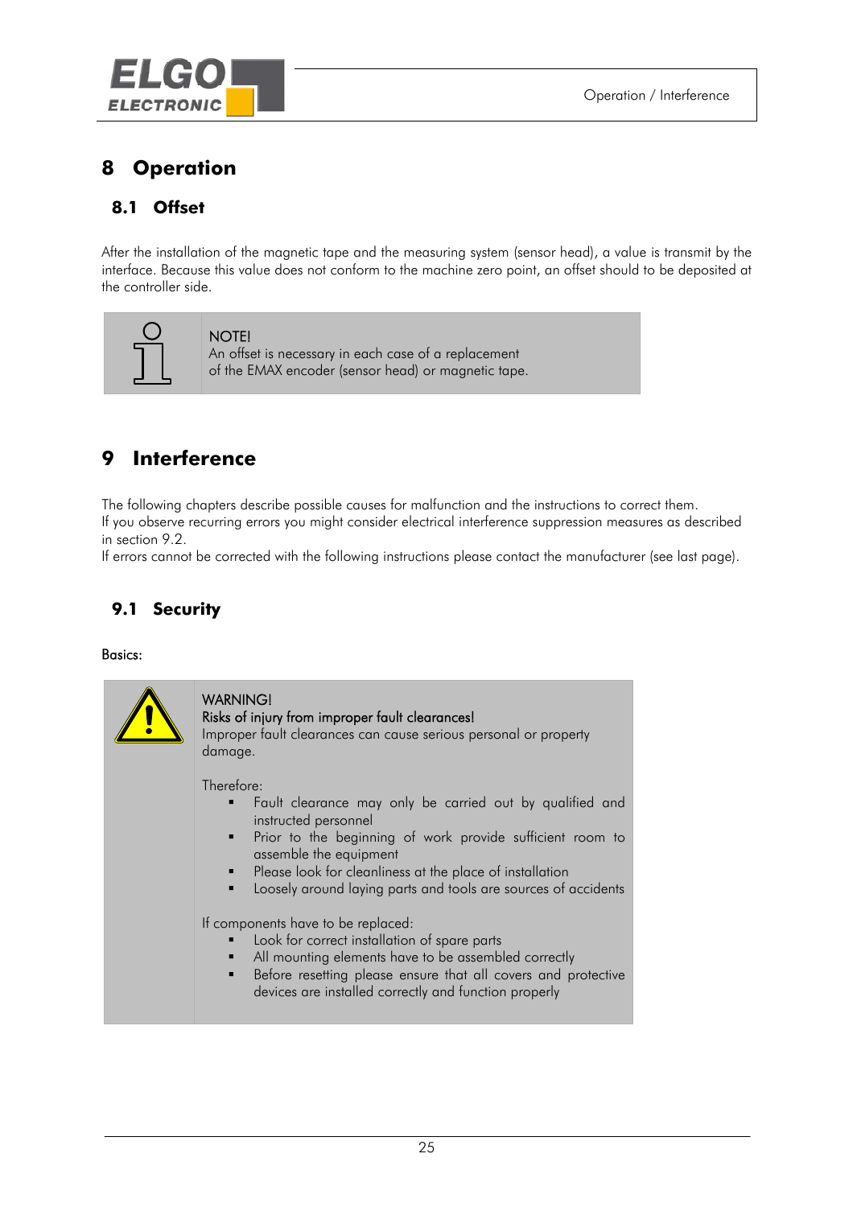# 8 Operation

## 8.1 Offset

After the installation of the magnetic tape and the measuring system (sensor head), a value is transmit by the interface. Because this value does not conform to the machine zero point, an offset should to be deposited at the controller side.

> NOTE!
> An offset is necessary in each case of a replacement of the EMAX encoder (sensor head) or magnetic tape.

# 9 Interference

The following chapters describe possible causes for malfunction and the instructions to correct them.
If you observe recurring errors you might consider electrical interference suppression measures as described in section 9.2.
If errors cannot be corrected with the following instructions please contact the manufacturer (see last page).

## 9.1 Security

Basics:

> WARNING!
> Risks of injury from improper fault clearances!
> Improper fault clearances can cause serious personal or property damage.
>
> Therefore:
> - Fault clearance may only be carried out by qualified and instructed personnel
> - Prior to the beginning of work provide sufficient room to assemble the equipment
> - Please look for cleanliness at the place of installation
> - Loosely around laying parts and tools are sources of accidents
>
> If components have to be replaced:
> - Look for correct installation of spare parts
> - All mounting elements have to be assembled correctly
> - Before resetting please ensure that all covers and protective devices are installed correctly and function properly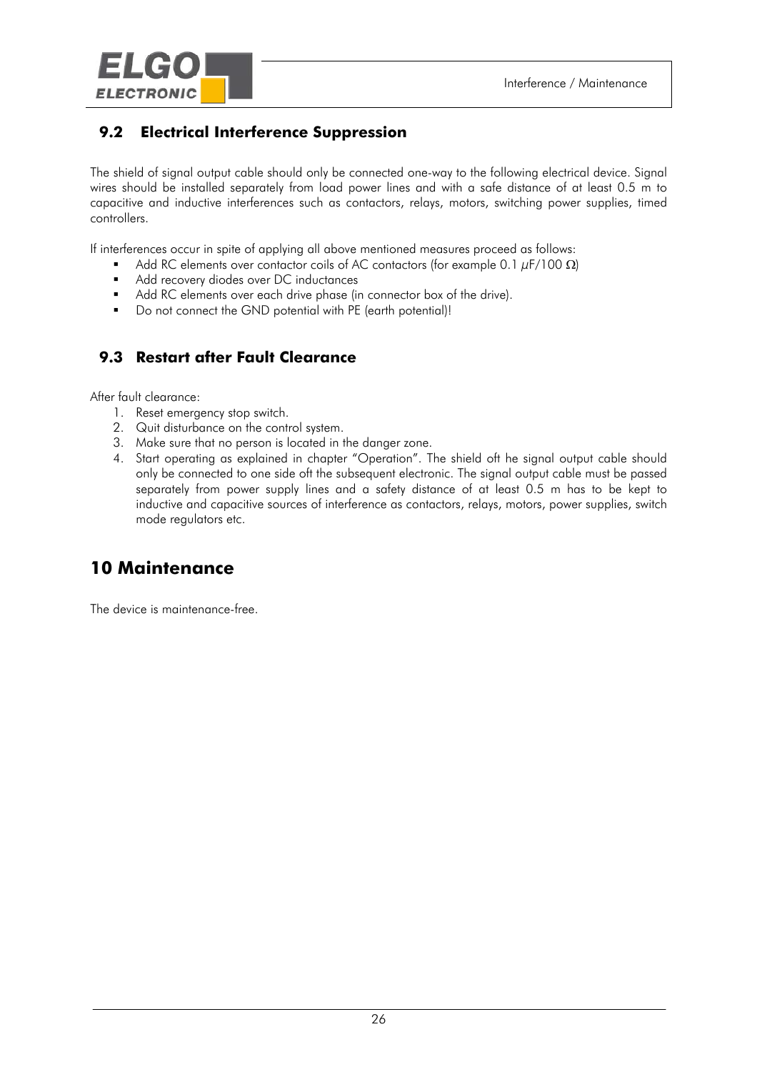## 9.2 Electrical Interference Suppression

The shield of signal output cable should only be connected one-way to the following electrical device. Signal wires should be installed separately from load power lines and with a safe distance of at least 0.5 m to capacitive and inductive interferences such as contactors, relays, motors, switching power supplies, timed controllers.

If interferences occur in spite of applying all above mentioned measures proceed as follows:

- Add RC elements over contactor coils of AC contactors (for example 0.1 $\mu$F/100 $\Omega$)
- Add recovery diodes over DC inductances
- Add RC elements over each drive phase (in connector box of the drive).
- Do not connect the GND potential with PE (earth potential)!

## 9.3 Restart after Fault Clearance

After fault clearance:

1. Reset emergency stop switch.
2. Quit disturbance on the control system.
3. Make sure that no person is located in the danger zone.
4. Start operating as explained in chapter "Operation". The shield oft he signal output cable should only be connected to one side oft the subsequent electronic. The signal output cable must be passed separately from power supply lines and a safety distance of at least 0.5 m has to be kept to inductive and capacitive sources of interference as contactors, relays, motors, power supplies, switch mode regulators etc.

# 10 Maintenance

The device is maintenance-free.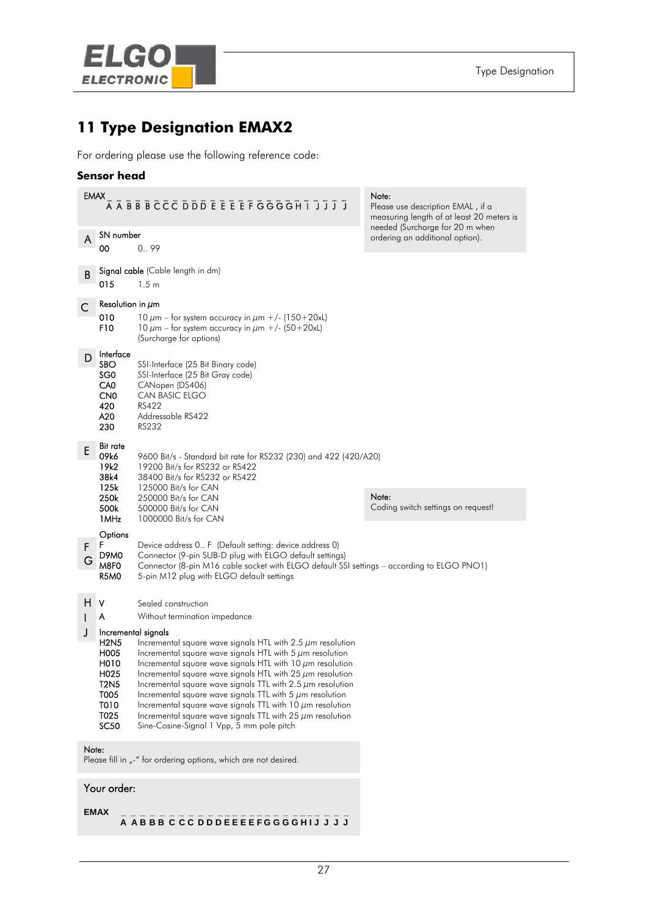# 11 Type Designation EMAX2

For ordering please use the following reference code:

### Sensor head

EMAX _ _ _ _ _ _ _ _ _ _ _ _ _ _ _ _ _ _ _ _ _ _ _ _ _ _
A A B B B C C C D D D E E E E F G G G G H I J J J J

**Note:**
Please use description EMAL , if a measuring length of at least 20 meters is needed (Surcharge for 20 m when ordering an additional option).

**A** SN number

| | |
|---|---|
| **00** | 0.. 99 |

**B** **Signal cable** (Cable length in dm)

| | |
|---|---|
| **015** | 1.5 m |

**C** Resolution in µm

| | |
|---|---|
| **010** | 10 µm – for system accuracy in µm +/- (150+20xL) |
| **F10** | 10 µm – for system accuracy in µm +/- (50+20xL) (Surcharge for options) |

**D** Interface

| | |
|---|---|
| **SBO** | SSI-Interface (25 Bit Binary code) |
| **SG0** | SSI-Interface (25 Bit Gray code) |
| **CA0** | CANopen (DS406) |
| **CN0** | CAN BASIC ELGO |
| **420** | RS422 |
| **A20** | Addressable RS422 |
| **230** | RS232 |

**E** Bit rate

| | |
|---|---|
| **09k6** | 9600 Bit/s - Standard bit rate for RS232 (230) and 422 (420/A20) |
| **19k2** | 19200 Bit/s for RS232 or RS422 |
| **38k4** | 38400 Bit/s for RS232 or RS422 |
| **125k** | 125000 Bit/s for CAN |
| **250k** | 250000 Bit/s for CAN |
| **500k** | 500000 Bit/s for CAN |
| **1MHz** | 1000000 Bit/s for CAN |

**Note:**
Coding switch settings on request!

**F G** Options

| | |
|---|---|
| **F** | Device address 0.. F (Default setting: device address 0) |
| **D9M0** | Connector (9-pin SUB-D plug with ELGO default settings) |
| **M8F0** | Connector (8-pin M16 cable socket with ELGO default SSI settings – according to ELGO PNO1) |
| **R5M0** | 5-pin M12 plug with ELGO default settings |

| | | |
|---|---|---|
| **H** | **V** | Sealed construction |
| **I** | **A** | Without termination impedance |

**J** Incremental signals

| | |
|---|---|
| **H2N5** | Incremental square wave signals HTL with 2.5 µm resolution |
| **H005** | Incremental square wave signals HTL with 5 µm resolution |
| **H010** | Incremental square wave signals HTL with 10 µm resolution |
| **H025** | Incremental square wave signals HTL with 25 µm resolution |
| **T2N5** | Incremental square wave signals TTL with 2.5 µm resolution |
| **T005** | Incremental square wave signals TTL with 5 µm resolution |
| **T010** | Incremental square wave signals TTL with 10 µm resolution |
| **T025** | Incremental square wave signals TTL with 25 µm resolution |
| **SC50** | Sine-Cosine-Signal 1 Vpp, 5 mm pole pitch |

**Note:**
Please fill in „-" for ordering options, which are not desired.

**Your order:**

**EMAX** _ _ _ _ _ _ _ _ _ _ _ _ _ _ _ _ _ _ _ _ _ _ _ _ _ _
**A A B B B C C C D D D E E E E F G G G G H I J J J J**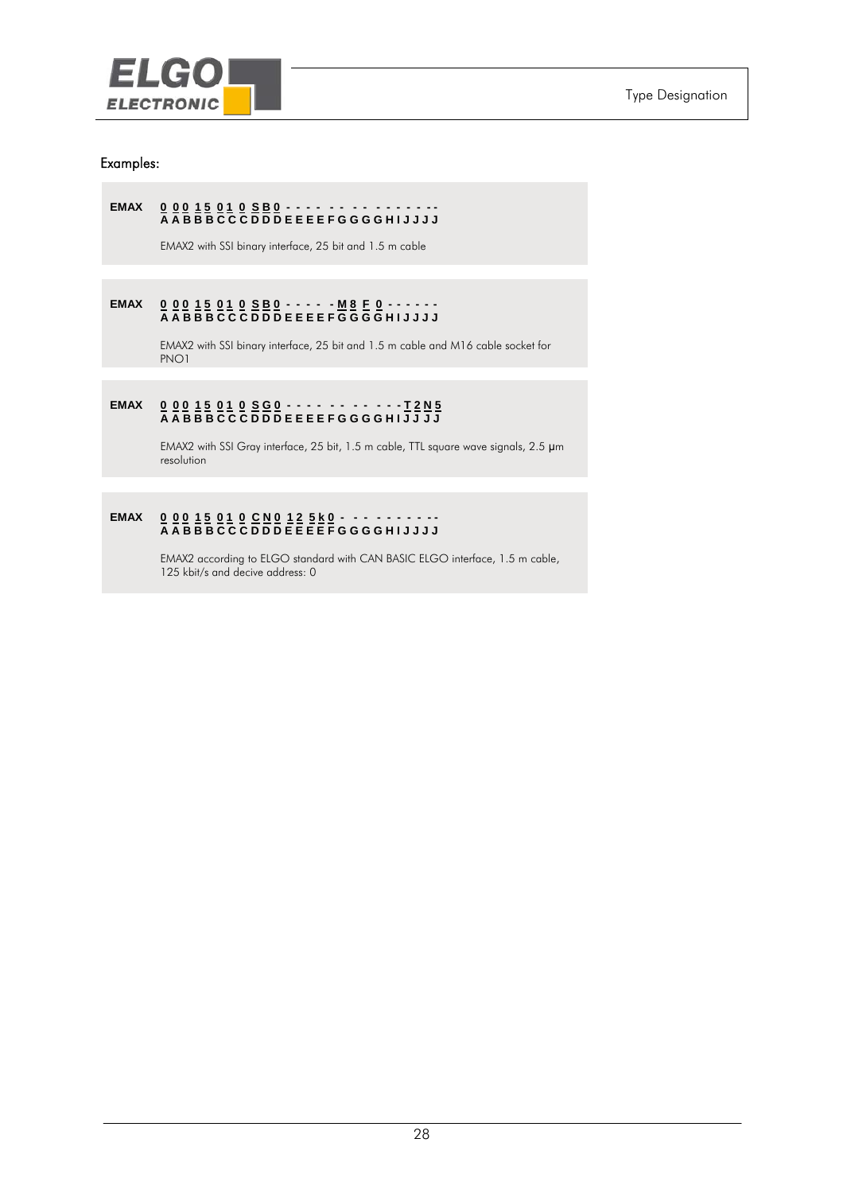## Examples:

```
EMAX  0 0 0 1 5 0 1 0 S B 0 - - - - - - - - - - - - - - -
      A A B B B C C C D D D E E E E F G G G G H I J J J J
```

EMAX2 with SSI binary interface, 25 bit and 1.5 m cable

```
EMAX  0 0 0 1 5 0 1 0 S B 0 - - - - - M 8 F 0 - - - - - -
      A A B B B C C C D D D E E E E F G G G G H I J J J J
```

EMAX2 with SSI binary interface, 25 bit and 1.5 m cable and M16 cable socket for PNO1

```
EMAX  0 0 0 1 5 0 1 0 S G 0 - - - - - - - - - - - T 2 N 5
      A A B B B C C C D D D E E E E F G G G G H I J J J J
```

EMAX2 with SSI Gray interface, 25 bit, 1.5 m cable, TTL square wave signals, 2.5 µm resolution

```
EMAX  0 0 0 1 5 0 1 0 C N 0 1 2 5 k 0 - - - - - - - - - -
      A A B B B C C C D D D E E E E F G G G G H I J J J J
```

EMAX2 according to ELGO standard with CAN BASIC ELGO interface, 1.5 m cable, 125 kbit/s and decive address: 0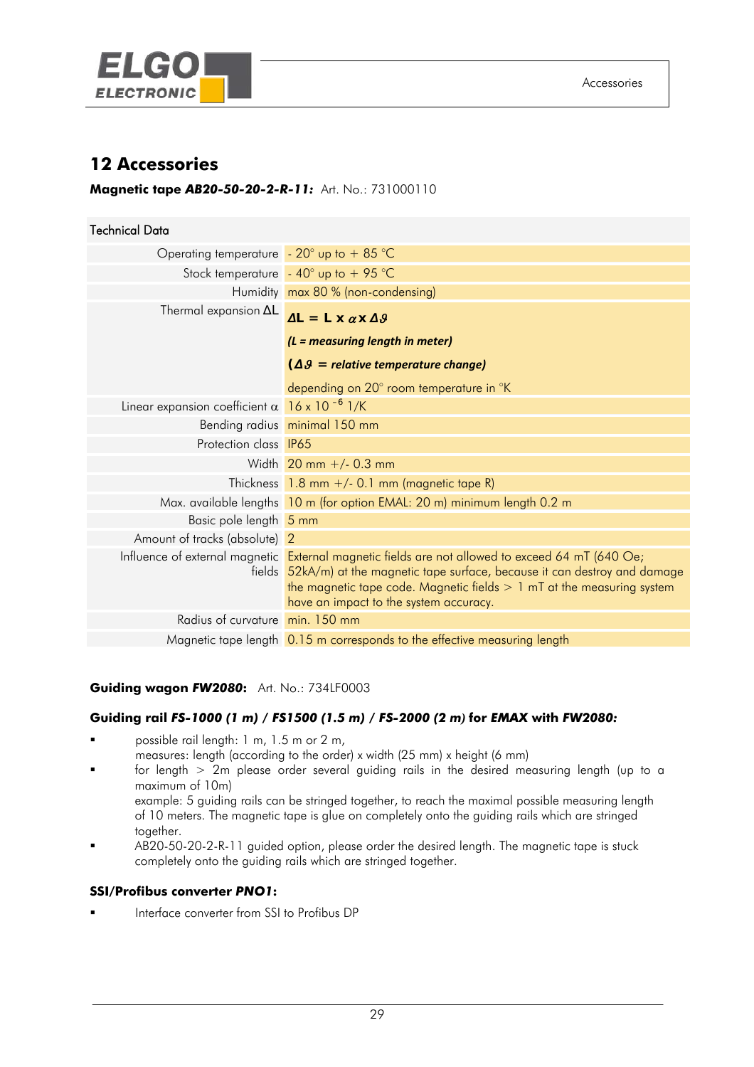# 12 Accessories

**Magnetic tape *AB20-50-20-2-R-11:*** Art. No.: 731000110

| Technical Data | |
|---|---|
| Operating temperature | - 20° up to + 85 °C |
| Stock temperature | - 40° up to + 95 °C |
| Humidity | max 80 % (non-condensing) |
| Thermal expansion $\Delta L$ | $\Delta L = L \times \alpha \times \Delta \vartheta$ <br> ***(L = measuring length in meter)*** <br> ***($\Delta \vartheta$ = relative temperature change)*** <br> depending on 20° room temperature in °K |
| Linear expansion coefficient $\alpha$ | $16 \times 10^{-6}$ 1/K |
| Bending radius | minimal 150 mm |
| Protection class | IP65 |
| Width | 20 mm +/- 0.3 mm |
| Thickness | 1.8 mm +/- 0.1 mm (magnetic tape R) |
| Max. available lengths | 10 m (for option EMAL: 20 m) minimum length 0.2 m |
| Basic pole length | 5 mm |
| Amount of tracks (absolute) | 2 |
| Influence of external magnetic fields | External magnetic fields are not allowed to exceed 64 mT (640 Oe; 52kA/m) at the magnetic tape surface, because it can destroy and damage the magnetic tape code. Magnetic fields > 1 mT at the measuring system have an impact to the system accuracy. |
| Radius of curvature | min. 150 mm |
| Magnetic tape length | 0.15 m corresponds to the effective measuring length |

**Guiding wagon *FW2080*:** Art. No.: 734LF0003

**Guiding rail *FS-1000 (1 m) / FS1500 (1.5 m) / FS-2000 (2 m)* for *EMAX* with *FW2080:***

- possible rail length: 1 m, 1.5 m or 2 m,
  measures: length (according to the order) x width (25 mm) x height (6 mm)
- for length > 2m please order several guiding rails in the desired measuring length (up to a maximum of 10m)
  example: 5 guiding rails can be stringed together, to reach the maximal possible measuring length of 10 meters. The magnetic tape is glue on completely onto the guiding rails which are stringed together.
- AB20-50-20-2-R-11 guided option, please order the desired length. The magnetic tape is stuck completely onto the guiding rails which are stringed together.

**SSI/Profibus converter *PNO1*:**

- Interface converter from SSI to Profibus DP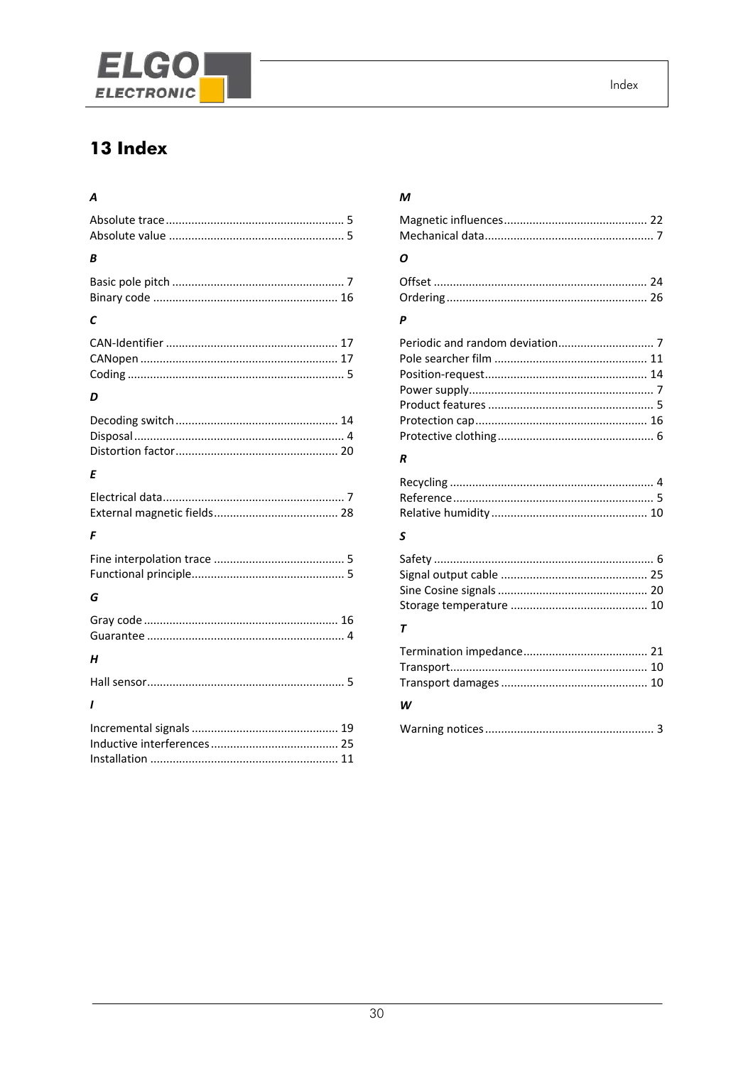# 13 Index

### A

Absolute trace ........................................................ 5
Absolute value ....................................................... 5

### B

Basic pole pitch ...................................................... 7
Binary code .......................................................... 16

### C

CAN-Identifier ...................................................... 17
CANopen .............................................................. 17
Coding .................................................................... 5

### D

Decoding switch ................................................... 14
Disposal .................................................................. 4
Distortion factor ................................................... 20

### E

Electrical data ......................................................... 7
External magnetic fields ....................................... 28

### F

Fine interpolation trace .......................................... 5
Functional principle ................................................ 5

### G

Gray code ............................................................. 16
Guarantee .............................................................. 4

### H

Hall sensor .............................................................. 5

### I

Incremental signals .............................................. 19
Inductive interferences ......................................... 25
Installation ........................................................... 11

### M

Magnetic influences ............................................. 22
Mechanical data ..................................................... 7

### O

Offset ................................................................... 24
Ordering ............................................................... 26

### P

Periodic and random deviation .............................. 7
Pole searcher film ................................................ 11
Position-request ................................................... 14
Power supply .......................................................... 7
Product features .................................................... 5
Protection cap ...................................................... 16
Protective clothing ................................................. 6

### R

Recycling ................................................................ 4
Reference ............................................................... 5
Relative humidity ................................................. 10

### S

Safety ..................................................................... 6
Signal output cable .............................................. 25
Sine Cosine signals ............................................... 20
Storage temperature ............................................ 10

### T

Termination impedance ....................................... 21
Transport .............................................................. 10
Transport damages .............................................. 10

### W

Warning notices ..................................................... 3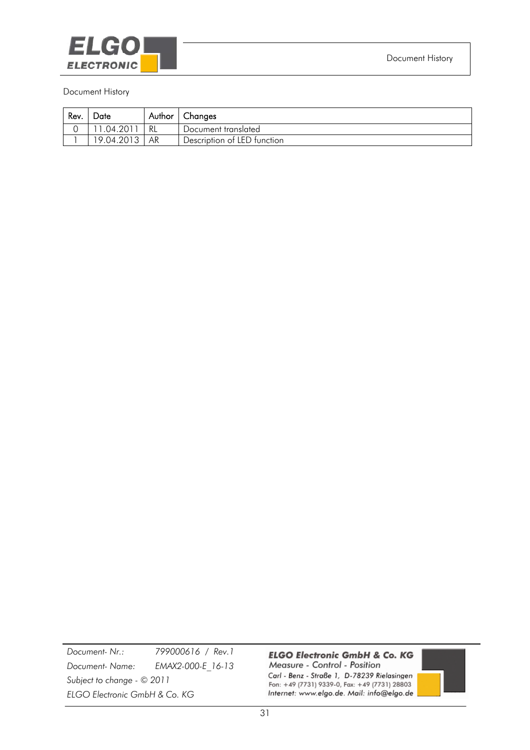Document History

| Rev. | Date | Author | Changes |
|---|---|---|---|
| 0 | 11.04.2011 | RL | Document translated |
| 1 | 19.04.2013 | AR | Description of LED function |